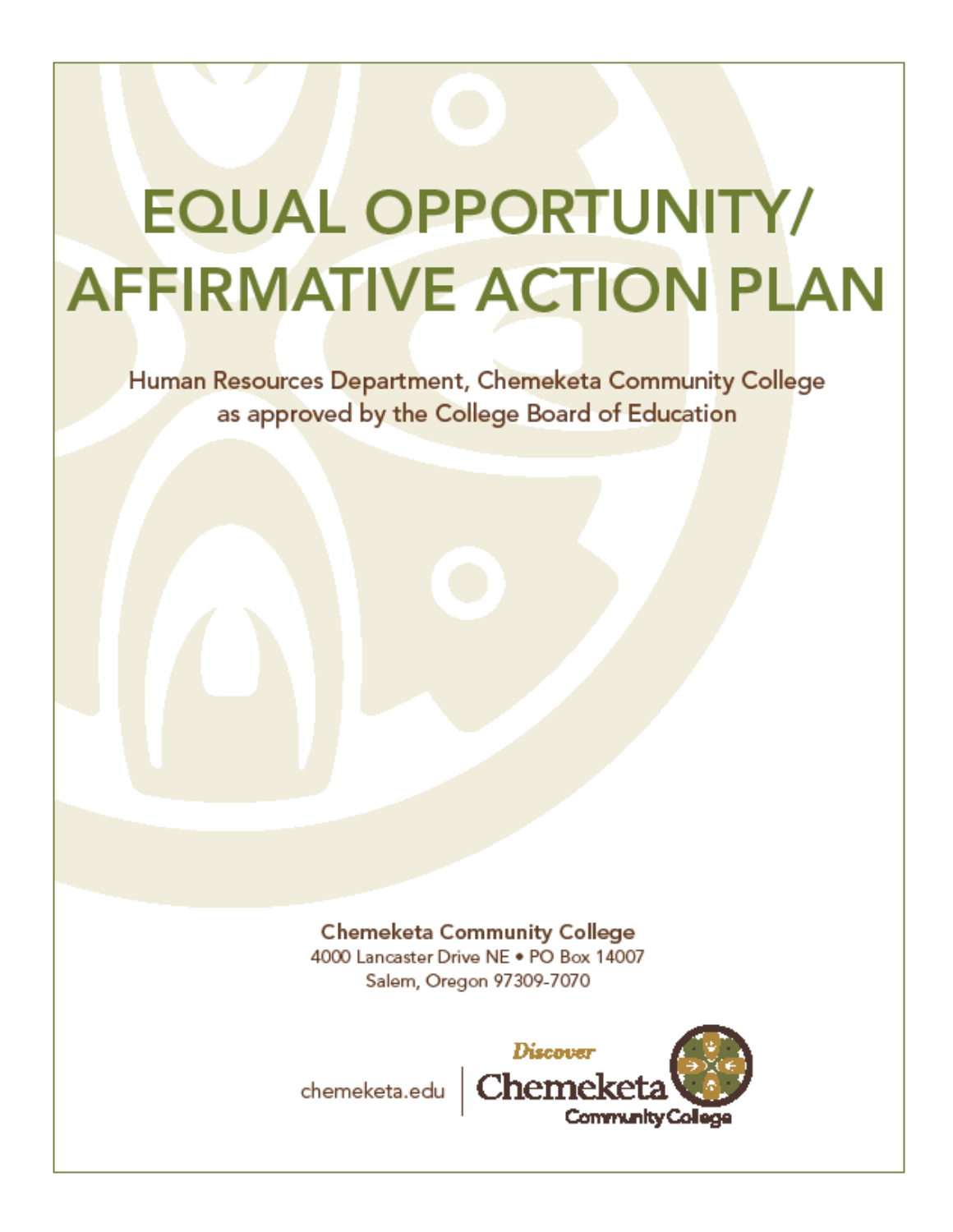# EQUAL OPPORTUNITY/ AFFIRMATIVE ACTION PLAN

Human Resources Department, Chemeketa Community College
as approved by the College Board of Education

**Chemeketa Community College**
4000 Lancaster Drive NE • PO Box 14007
Salem, Oregon 97309-7070

chemeketa.edu | Discover Chemeketa Community College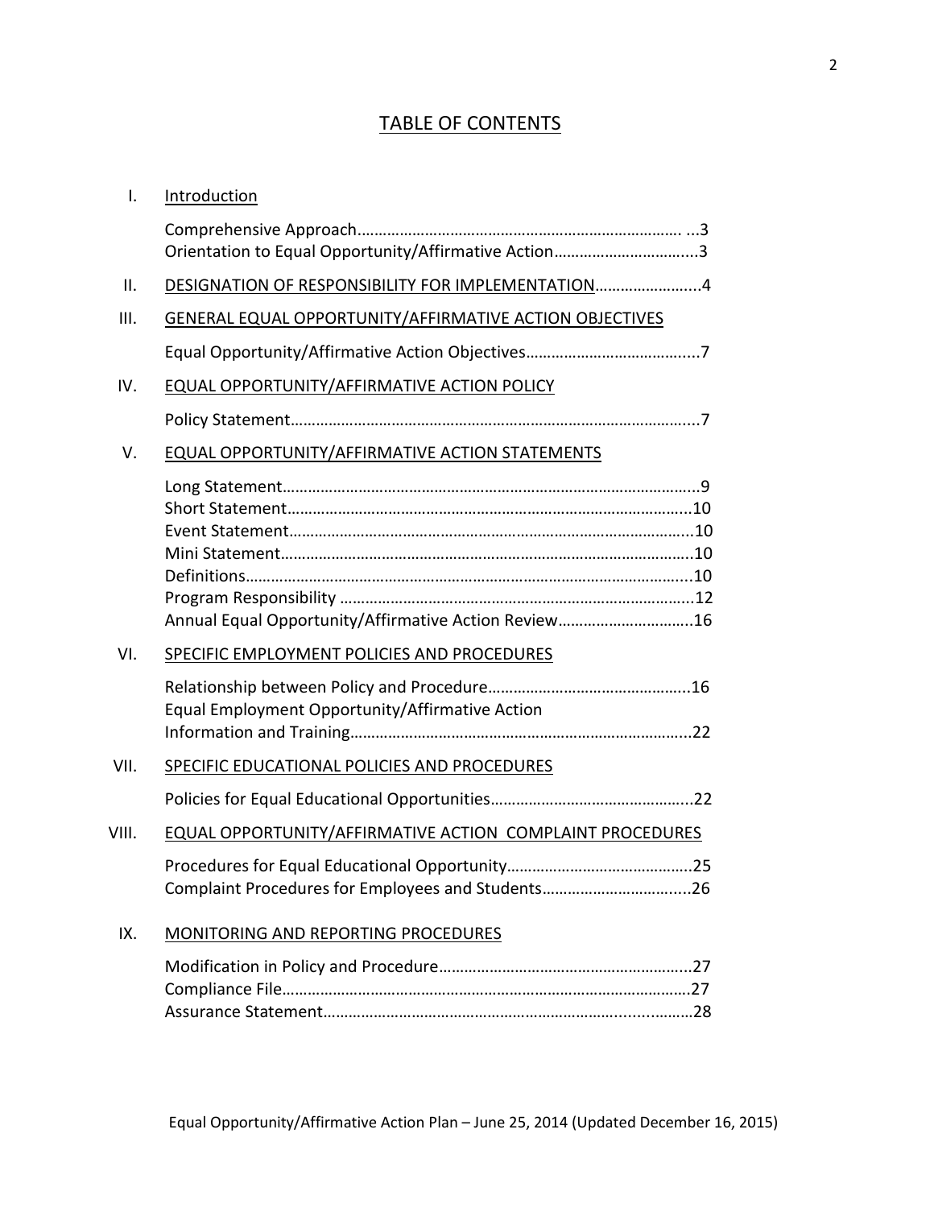# TABLE OF CONTENTS

I. Introduction

- Comprehensive Approach........................................................................... ...3
- Orientation to Equal Opportunity/Affirmative Action..................................3

II. DESIGNATION OF RESPONSIBILITY FOR IMPLEMENTATION..........................4

III. GENERAL EQUAL OPPORTUNITY/AFFIRMATIVE ACTION OBJECTIVES

- Equal Opportunity/Affirmative Action Objectives.........................................7

IV. EQUAL OPPORTUNITY/AFFIRMATIVE ACTION POLICY

- Policy Statement.............................................................................................7

V. EQUAL OPPORTUNITY/AFFIRMATIVE ACTION STATEMENTS

- Long Statement...............................................................................................9
- Short Statement.............................................................................................10
- Event Statement.............................................................................................10
- Mini Statement...............................................................................................10
- Definitions......................................................................................................10
- Program Responsibility ..................................................................................12
- Annual Equal Opportunity/Affirmative Action Review...............................16

VI. SPECIFIC EMPLOYMENT POLICIES AND PROCEDURES

- Relationship between Policy and Procedure...............................................16
- Equal Employment Opportunity/Affirmative Action Information and Training...............................................................................22

VII. SPECIFIC EDUCATIONAL POLICIES AND PROCEDURES

- Policies for Equal Educational Opportunities...............................................22

VIII. EQUAL OPPORTUNITY/AFFIRMATIVE ACTION COMPLAINT PROCEDURES

- Procedures for Equal Educational Opportunity...........................................25
- Complaint Procedures for Employees and Students....................................26

IX. MONITORING AND REPORTING PROCEDURES

- Modification in Policy and Procedure...........................................................27
- Compliance File...............................................................................................27
- Assurance Statement......................................................................................28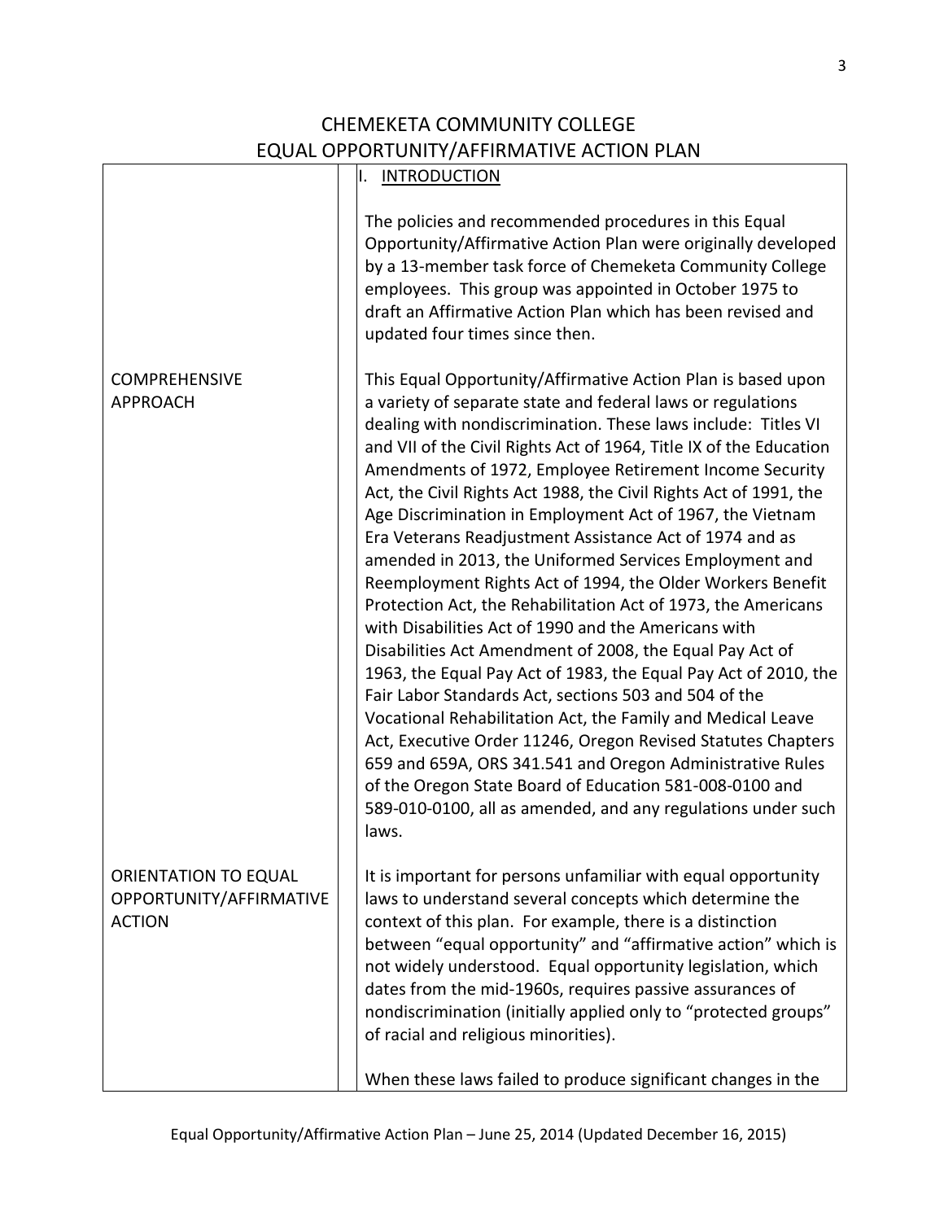# CHEMEKETA COMMUNITY COLLEGE
# EQUAL OPPORTUNITY/AFFIRMATIVE ACTION PLAN

## I. INTRODUCTION

The policies and recommended procedures in this Equal Opportunity/Affirmative Action Plan were originally developed by a 13-member task force of Chemeketa Community College employees. This group was appointed in October 1975 to draft an Affirmative Action Plan which has been revised and updated four times since then.

**COMPREHENSIVE APPROACH**

This Equal Opportunity/Affirmative Action Plan is based upon a variety of separate state and federal laws or regulations dealing with nondiscrimination. These laws include: Titles VI and VII of the Civil Rights Act of 1964, Title IX of the Education Amendments of 1972, Employee Retirement Income Security Act, the Civil Rights Act 1988, the Civil Rights Act of 1991, the Age Discrimination in Employment Act of 1967, the Vietnam Era Veterans Readjustment Assistance Act of 1974 and as amended in 2013, the Uniformed Services Employment and Reemployment Rights Act of 1994, the Older Workers Benefit Protection Act, the Rehabilitation Act of 1973, the Americans with Disabilities Act of 1990 and the Americans with Disabilities Act Amendment of 2008, the Equal Pay Act of 1963, the Equal Pay Act of 1983, the Equal Pay Act of 2010, the Fair Labor Standards Act, sections 503 and 504 of the Vocational Rehabilitation Act, the Family and Medical Leave Act, Executive Order 11246, Oregon Revised Statutes Chapters 659 and 659A, ORS 341.541 and Oregon Administrative Rules of the Oregon State Board of Education 581-008-0100 and 589-010-0100, all as amended, and any regulations under such laws.

**ORIENTATION TO EQUAL OPPORTUNITY/AFFIRMATIVE ACTION**

It is important for persons unfamiliar with equal opportunity laws to understand several concepts which determine the context of this plan. For example, there is a distinction between "equal opportunity" and "affirmative action" which is not widely understood. Equal opportunity legislation, which dates from the mid-1960s, requires passive assurances of nondiscrimination (initially applied only to "protected groups" of racial and religious minorities).

When these laws failed to produce significant changes in the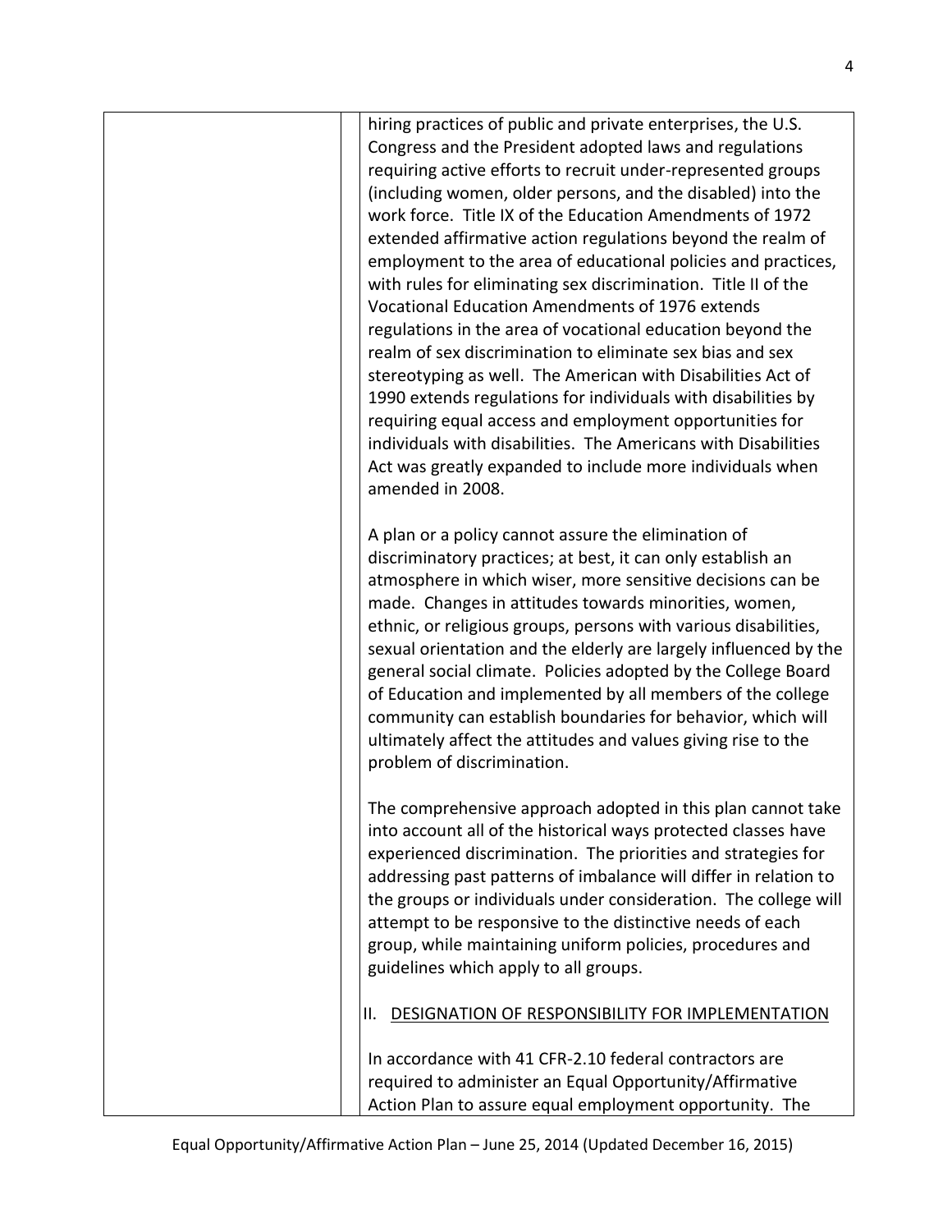hiring practices of public and private enterprises, the U.S. Congress and the President adopted laws and regulations requiring active efforts to recruit under-represented groups (including women, older persons, and the disabled) into the work force. Title IX of the Education Amendments of 1972 extended affirmative action regulations beyond the realm of employment to the area of educational policies and practices, with rules for eliminating sex discrimination. Title II of the Vocational Education Amendments of 1976 extends regulations in the area of vocational education beyond the realm of sex discrimination to eliminate sex bias and sex stereotyping as well. The American with Disabilities Act of 1990 extends regulations for individuals with disabilities by requiring equal access and employment opportunities for individuals with disabilities. The Americans with Disabilities Act was greatly expanded to include more individuals when amended in 2008.

A plan or a policy cannot assure the elimination of discriminatory practices; at best, it can only establish an atmosphere in which wiser, more sensitive decisions can be made. Changes in attitudes towards minorities, women, ethnic, or religious groups, persons with various disabilities, sexual orientation and the elderly are largely influenced by the general social climate. Policies adopted by the College Board of Education and implemented by all members of the college community can establish boundaries for behavior, which will ultimately affect the attitudes and values giving rise to the problem of discrimination.

The comprehensive approach adopted in this plan cannot take into account all of the historical ways protected classes have experienced discrimination. The priorities and strategies for addressing past patterns of imbalance will differ in relation to the groups or individuals under consideration. The college will attempt to be responsive to the distinctive needs of each group, while maintaining uniform policies, procedures and guidelines which apply to all groups.

## II. DESIGNATION OF RESPONSIBILITY FOR IMPLEMENTATION

In accordance with 41 CFR-2.10 federal contractors are required to administer an Equal Opportunity/Affirmative Action Plan to assure equal employment opportunity. The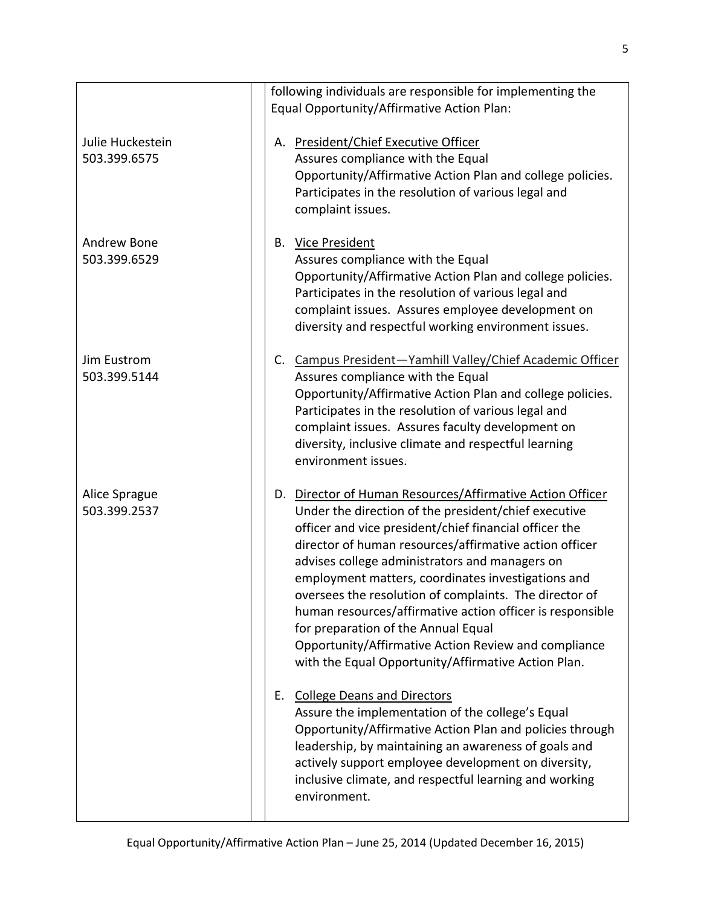| | following individuals are responsible for implementing the Equal Opportunity/Affirmative Action Plan: |
|---|---|
| Julie Huckestein<br>503.399.6575 | A. <u>President/Chief Executive Officer</u><br>Assures compliance with the Equal Opportunity/Affirmative Action Plan and college policies. Participates in the resolution of various legal and complaint issues. |
| Andrew Bone<br>503.399.6529 | B. <u>Vice President</u><br>Assures compliance with the Equal Opportunity/Affirmative Action Plan and college policies. Participates in the resolution of various legal and complaint issues. Assures employee development on diversity and respectful working environment issues. |
| Jim Eustrom<br>503.399.5144 | C. <u>Campus President—Yamhill Valley/Chief Academic Officer</u><br>Assures compliance with the Equal Opportunity/Affirmative Action Plan and college policies. Participates in the resolution of various legal and complaint issues. Assures faculty development on diversity, inclusive climate and respectful learning environment issues. |
| Alice Sprague<br>503.399.2537 | D. <u>Director of Human Resources/Affirmative Action Officer</u><br>Under the direction of the president/chief executive officer and vice president/chief financial officer the director of human resources/affirmative action officer advises college administrators and managers on employment matters, coordinates investigations and oversees the resolution of complaints. The director of human resources/affirmative action officer is responsible for preparation of the Annual Equal Opportunity/Affirmative Action Review and compliance with the Equal Opportunity/Affirmative Action Plan. |
| | E. <u>College Deans and Directors</u><br>Assure the implementation of the college's Equal Opportunity/Affirmative Action Plan and policies through leadership, by maintaining an awareness of goals and actively support employee development on diversity, inclusive climate, and respectful learning and working environment. |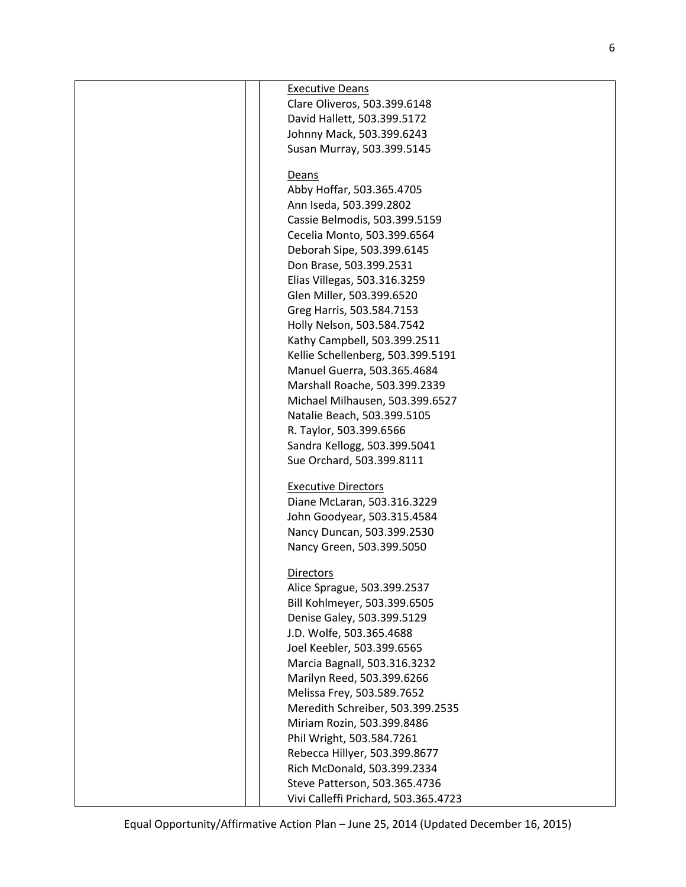| | | |
|---|---|---|
| | | Executive Deans<br>Clare Oliveros, 503.399.6148<br>David Hallett, 503.399.5172<br>Johnny Mack, 503.399.6243<br>Susan Murray, 503.399.5145<br><br>Deans<br>Abby Hoffar, 503.365.4705<br>Ann Iseda, 503.399.2802<br>Cassie Belmodis, 503.399.5159<br>Cecelia Monto, 503.399.6564<br>Deborah Sipe, 503.399.6145<br>Don Brase, 503.399.2531<br>Elias Villegas, 503.316.3259<br>Glen Miller, 503.399.6520<br>Greg Harris, 503.584.7153<br>Holly Nelson, 503.584.7542<br>Kathy Campbell, 503.399.2511<br>Kellie Schellenberg, 503.399.5191<br>Manuel Guerra, 503.365.4684<br>Marshall Roache, 503.399.2339<br>Michael Milhausen, 503.399.6527<br>Natalie Beach, 503.399.5105<br>R. Taylor, 503.399.6566<br>Sandra Kellogg, 503.399.5041<br>Sue Orchard, 503.399.8111<br><br>Executive Directors<br>Diane McLaran, 503.316.3229<br>John Goodyear, 503.315.4584<br>Nancy Duncan, 503.399.2530<br>Nancy Green, 503.399.5050<br><br>Directors<br>Alice Sprague, 503.399.2537<br>Bill Kohlmeyer, 503.399.6505<br>Denise Galey, 503.399.5129<br>J.D. Wolfe, 503.365.4688<br>Joel Keebler, 503.399.6565<br>Marcia Bagnall, 503.316.3232<br>Marilyn Reed, 503.399.6266<br>Melissa Frey, 503.589.7652<br>Meredith Schreiber, 503.399.2535<br>Miriam Rozin, 503.399.8486<br>Phil Wright, 503.584.7261<br>Rebecca Hillyer, 503.399.8677<br>Rich McDonald, 503.399.2334<br>Steve Patterson, 503.365.4736<br>Vivi Calleffi Prichard, 503.365.4723 |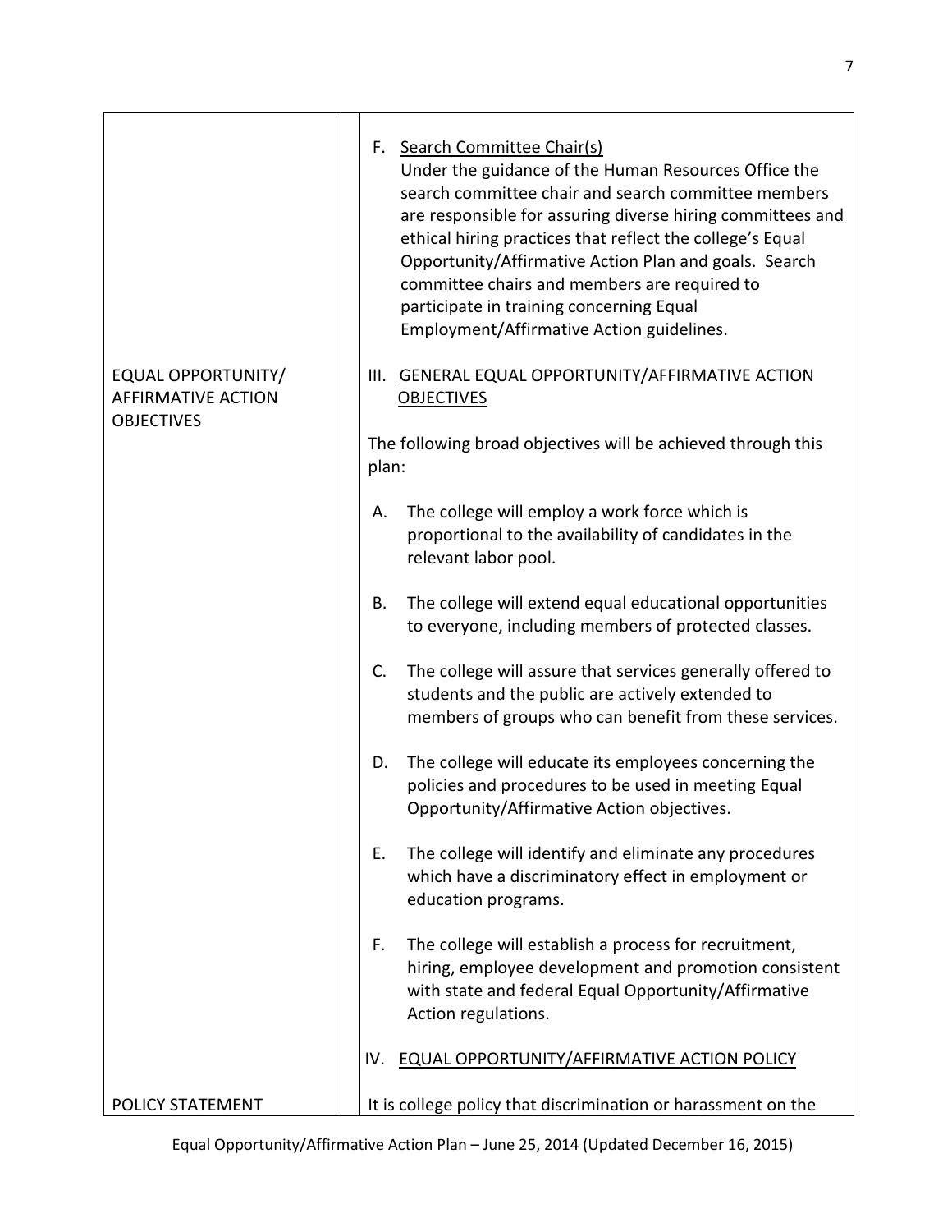F. Search Committee Chair(s)
Under the guidance of the Human Resources Office the search committee chair and search committee members are responsible for assuring diverse hiring committees and ethical hiring practices that reflect the college's Equal Opportunity/Affirmative Action Plan and goals. Search committee chairs and members are required to participate in training concerning Equal Employment/Affirmative Action guidelines.

**EQUAL OPPORTUNITY/ AFFIRMATIVE ACTION OBJECTIVES**

III. GENERAL EQUAL OPPORTUNITY/AFFIRMATIVE ACTION OBJECTIVES

The following broad objectives will be achieved through this plan:

A. The college will employ a work force which is proportional to the availability of candidates in the relevant labor pool.

B. The college will extend equal educational opportunities to everyone, including members of protected classes.

C. The college will assure that services generally offered to students and the public are actively extended to members of groups who can benefit from these services.

D. The college will educate its employees concerning the policies and procedures to be used in meeting Equal Opportunity/Affirmative Action objectives.

E. The college will identify and eliminate any procedures which have a discriminatory effect in employment or education programs.

F. The college will establish a process for recruitment, hiring, employee development and promotion consistent with state and federal Equal Opportunity/Affirmative Action regulations.

IV. EQUAL OPPORTUNITY/AFFIRMATIVE ACTION POLICY

**POLICY STATEMENT**

It is college policy that discrimination or harassment on the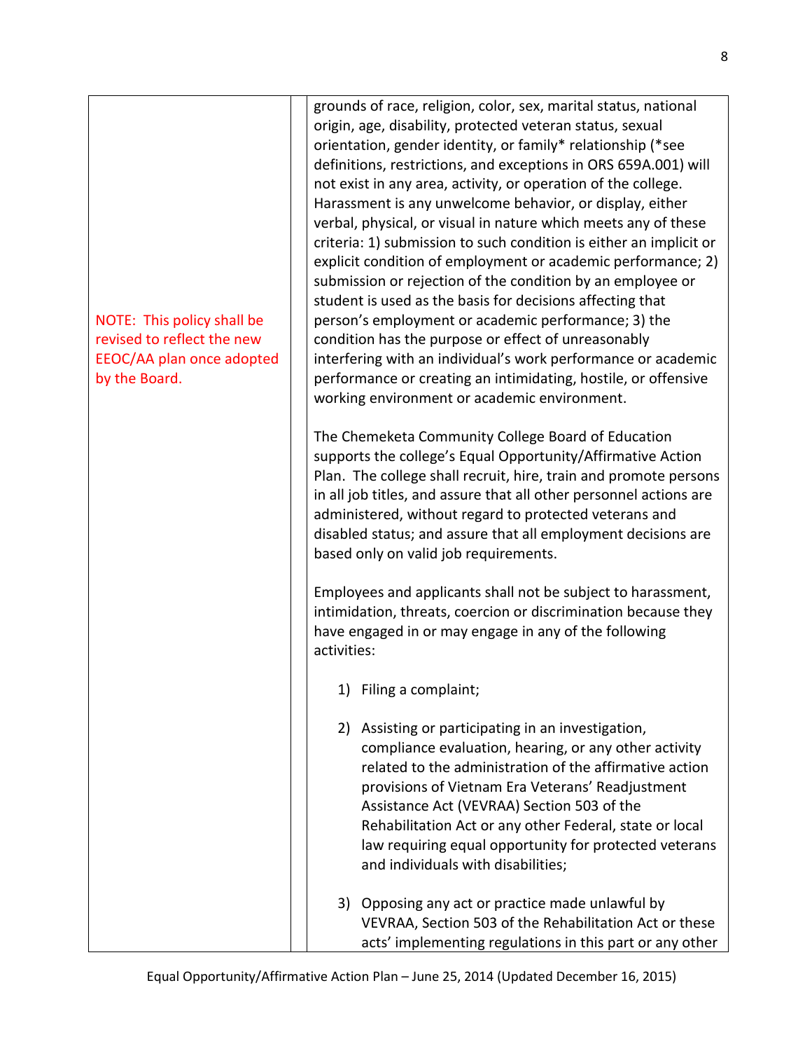| | |
|---|---|
| NOTE: This policy shall be revised to reflect the new EEOC/AA plan once adopted by the Board. | grounds of race, religion, color, sex, marital status, national origin, age, disability, protected veteran status, sexual orientation, gender identity, or family* relationship (*see definitions, restrictions, and exceptions in ORS 659A.001) will not exist in any area, activity, or operation of the college. Harassment is any unwelcome behavior, or display, either verbal, physical, or visual in nature which meets any of these criteria: 1) submission to such condition is either an implicit or explicit condition of employment or academic performance; 2) submission or rejection of the condition by an employee or student is used as the basis for decisions affecting that person's employment or academic performance; 3) the condition has the purpose or effect of unreasonably interfering with an individual's work performance or academic performance or creating an intimidating, hostile, or offensive working environment or academic environment.<br><br>The Chemeketa Community College Board of Education supports the college's Equal Opportunity/Affirmative Action Plan. The college shall recruit, hire, train and promote persons in all job titles, and assure that all other personnel actions are administered, without regard to protected veterans and disabled status; and assure that all employment decisions are based only on valid job requirements.<br><br>Employees and applicants shall not be subject to harassment, intimidation, threats, coercion or discrimination because they have engaged in or may engage in any of the following activities:<br><br>1) Filing a complaint;<br><br>2) Assisting or participating in an investigation, compliance evaluation, hearing, or any other activity related to the administration of the affirmative action provisions of Vietnam Era Veterans' Readjustment Assistance Act (VEVRAA) Section 503 of the Rehabilitation Act or any other Federal, state or local law requiring equal opportunity for protected veterans and individuals with disabilities;<br><br>3) Opposing any act or practice made unlawful by VEVRAA, Section 503 of the Rehabilitation Act or these acts' implementing regulations in this part or any other |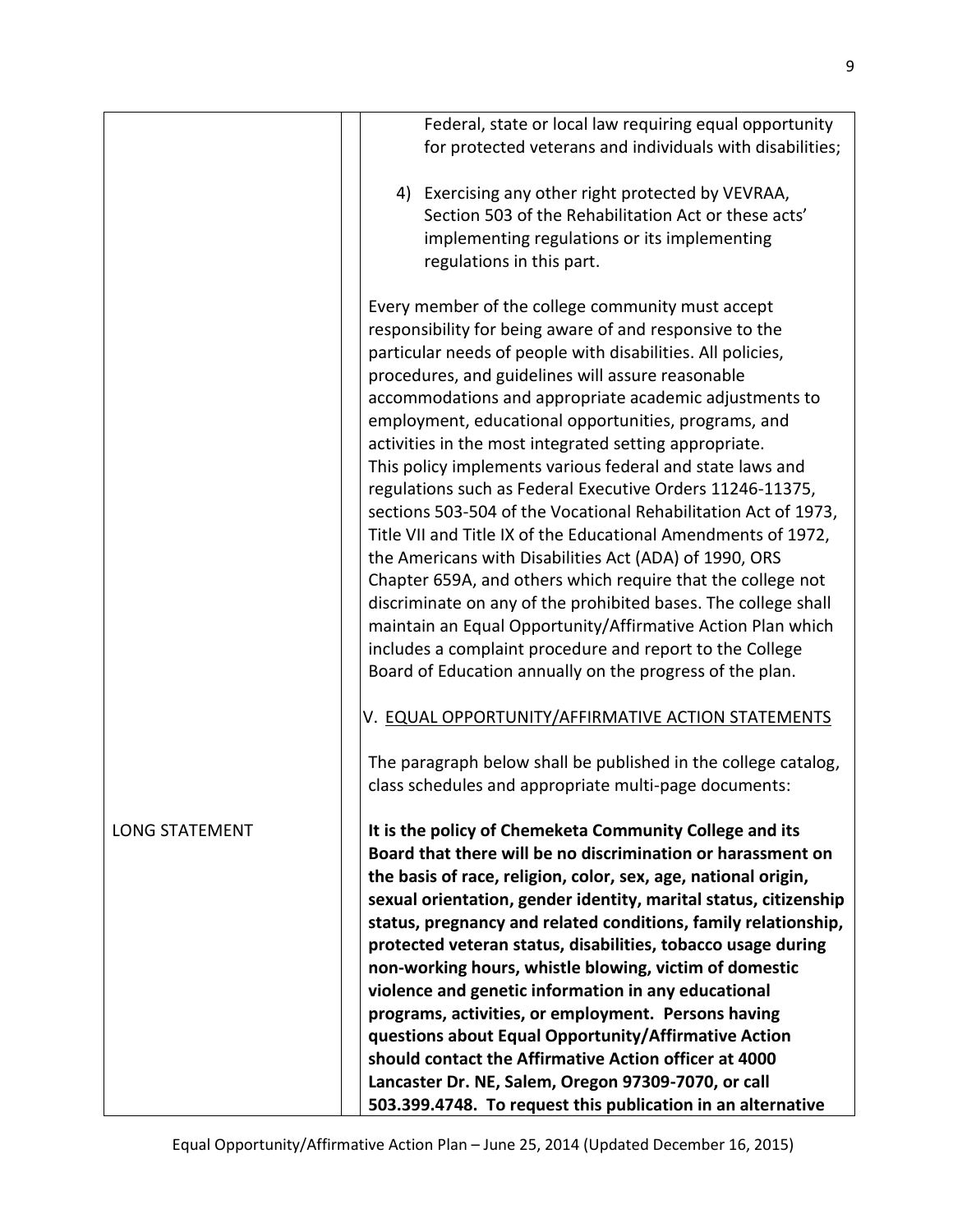Federal, state or local law requiring equal opportunity for protected veterans and individuals with disabilities;

4) Exercising any other right protected by VEVRAA, Section 503 of the Rehabilitation Act or these acts' implementing regulations or its implementing regulations in this part.

Every member of the college community must accept responsibility for being aware of and responsive to the particular needs of people with disabilities. All policies, procedures, and guidelines will assure reasonable accommodations and appropriate academic adjustments to employment, educational opportunities, programs, and activities in the most integrated setting appropriate. This policy implements various federal and state laws and regulations such as Federal Executive Orders 11246-11375, sections 503-504 of the Vocational Rehabilitation Act of 1973, Title VII and Title IX of the Educational Amendments of 1972, the Americans with Disabilities Act (ADA) of 1990, ORS Chapter 659A, and others which require that the college not discriminate on any of the prohibited bases. The college shall maintain an Equal Opportunity/Affirmative Action Plan which includes a complaint procedure and report to the College Board of Education annually on the progress of the plan.

V. EQUAL OPPORTUNITY/AFFIRMATIVE ACTION STATEMENTS

The paragraph below shall be published in the college catalog, class schedules and appropriate multi-page documents:

LONG STATEMENT

**It is the policy of Chemeketa Community College and its Board that there will be no discrimination or harassment on the basis of race, religion, color, sex, age, national origin, sexual orientation, gender identity, marital status, citizenship status, pregnancy and related conditions, family relationship, protected veteran status, disabilities, tobacco usage during non-working hours, whistle blowing, victim of domestic violence and genetic information in any educational programs, activities, or employment. Persons having questions about Equal Opportunity/Affirmative Action should contact the Affirmative Action officer at 4000 Lancaster Dr. NE, Salem, Oregon 97309-7070, or call 503.399.4748. To request this publication in an alternative**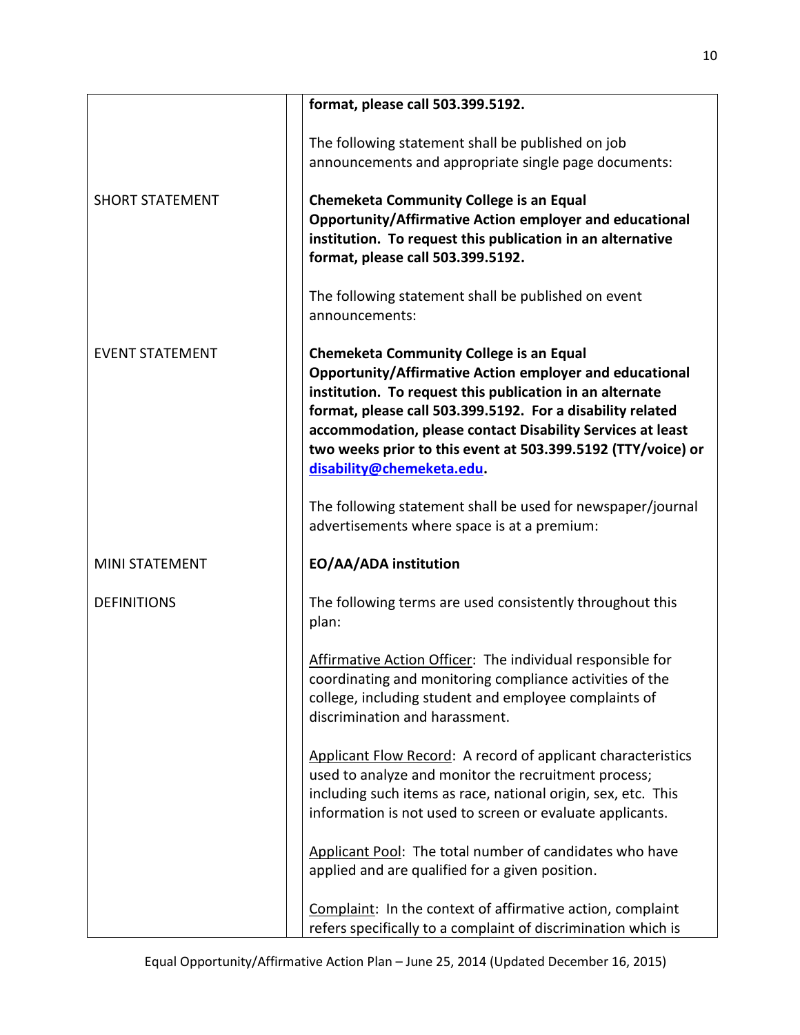| | |
|---|---|
| | **format, please call 503.399.5192.** |
| | The following statement shall be published on job announcements and appropriate single page documents: |
| SHORT STATEMENT | **Chemeketa Community College is an Equal Opportunity/Affirmative Action employer and educational institution. To request this publication in an alternative format, please call 503.399.5192.** |
| | The following statement shall be published on event announcements: |
| EVENT STATEMENT | **Chemeketa Community College is an Equal Opportunity/Affirmative Action employer and educational institution. To request this publication in an alternate format, please call 503.399.5192. For a disability related accommodation, please contact Disability Services at least two weeks prior to this event at 503.399.5192 (TTY/voice) or disability@chemeketa.edu.** |
| | The following statement shall be used for newspaper/journal advertisements where space is at a premium: |
| MINI STATEMENT | **EO/AA/ADA institution** |
| DEFINITIONS | The following terms are used consistently throughout this plan: |
| | Affirmative Action Officer: The individual responsible for coordinating and monitoring compliance activities of the college, including student and employee complaints of discrimination and harassment. |
| | Applicant Flow Record: A record of applicant characteristics used to analyze and monitor the recruitment process; including such items as race, national origin, sex, etc. This information is not used to screen or evaluate applicants. |
| | Applicant Pool: The total number of candidates who have applied and are qualified for a given position. |
| | Complaint: In the context of affirmative action, complaint refers specifically to a complaint of discrimination which is |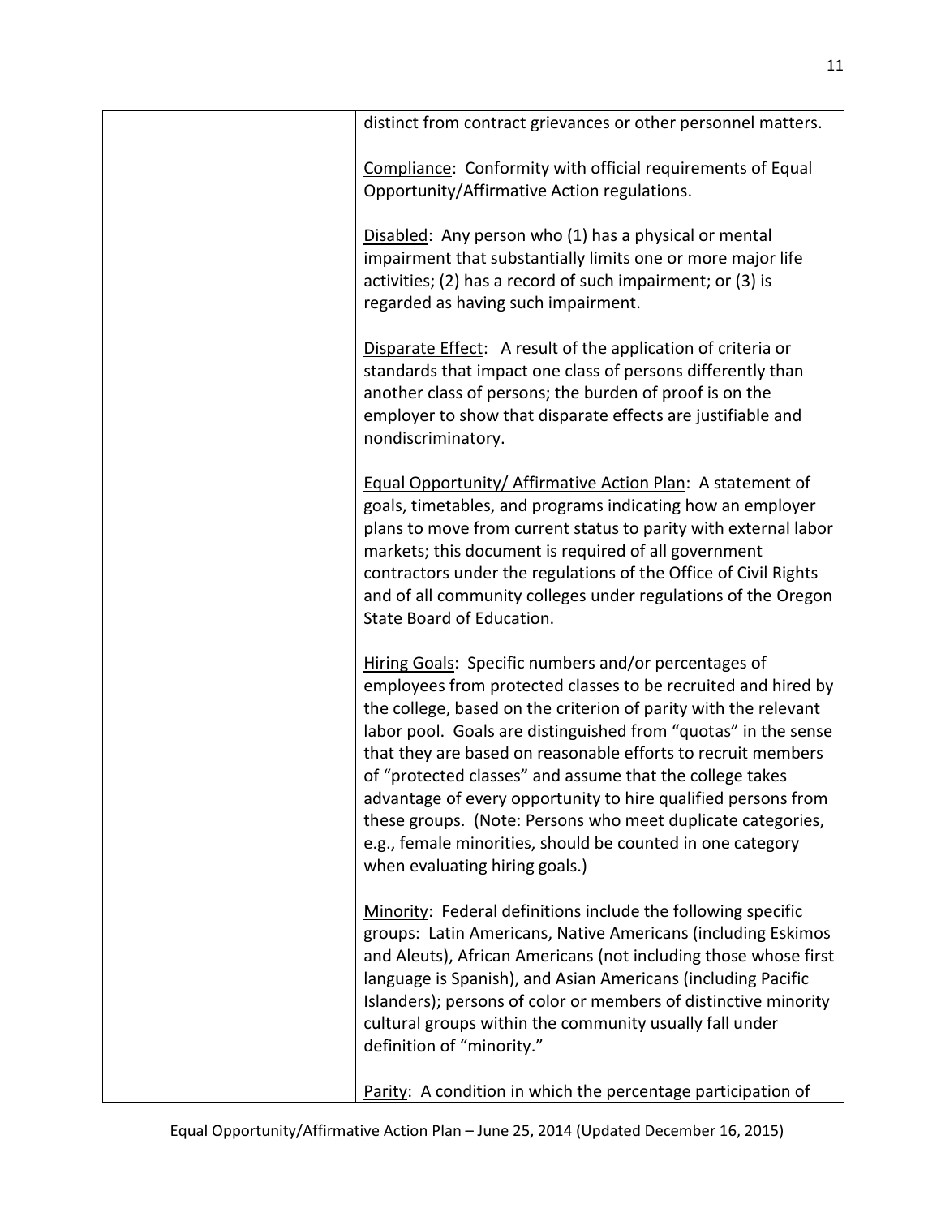distinct from contract grievances or other personnel matters.

Compliance: Conformity with official requirements of Equal Opportunity/Affirmative Action regulations.

Disabled: Any person who (1) has a physical or mental impairment that substantially limits one or more major life activities; (2) has a record of such impairment; or (3) is regarded as having such impairment.

Disparate Effect: A result of the application of criteria or standards that impact one class of persons differently than another class of persons; the burden of proof is on the employer to show that disparate effects are justifiable and nondiscriminatory.

Equal Opportunity/ Affirmative Action Plan: A statement of goals, timetables, and programs indicating how an employer plans to move from current status to parity with external labor markets; this document is required of all government contractors under the regulations of the Office of Civil Rights and of all community colleges under regulations of the Oregon State Board of Education.

Hiring Goals: Specific numbers and/or percentages of employees from protected classes to be recruited and hired by the college, based on the criterion of parity with the relevant labor pool. Goals are distinguished from "quotas" in the sense that they are based on reasonable efforts to recruit members of "protected classes" and assume that the college takes advantage of every opportunity to hire qualified persons from these groups. (Note: Persons who meet duplicate categories, e.g., female minorities, should be counted in one category when evaluating hiring goals.)

Minority: Federal definitions include the following specific groups: Latin Americans, Native Americans (including Eskimos and Aleuts), African Americans (not including those whose first language is Spanish), and Asian Americans (including Pacific Islanders); persons of color or members of distinctive minority cultural groups within the community usually fall under definition of "minority."

Parity: A condition in which the percentage participation of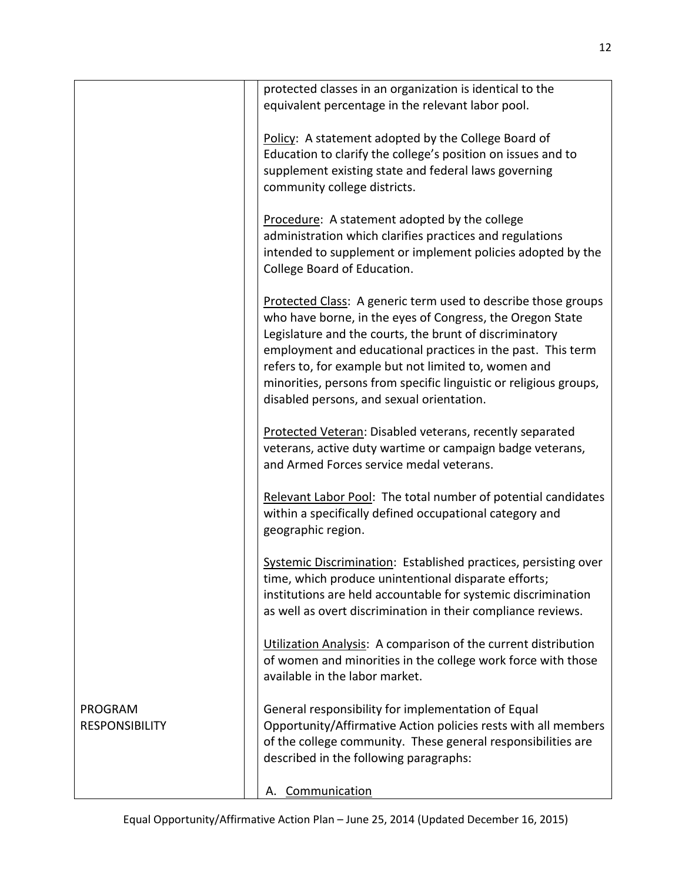protected classes in an organization is identical to the equivalent percentage in the relevant labor pool.

Policy: A statement adopted by the College Board of Education to clarify the college's position on issues and to supplement existing state and federal laws governing community college districts.

Procedure: A statement adopted by the college administration which clarifies practices and regulations intended to supplement or implement policies adopted by the College Board of Education.

Protected Class: A generic term used to describe those groups who have borne, in the eyes of Congress, the Oregon State Legislature and the courts, the brunt of discriminatory employment and educational practices in the past. This term refers to, for example but not limited to, women and minorities, persons from specific linguistic or religious groups, disabled persons, and sexual orientation.

Protected Veteran: Disabled veterans, recently separated veterans, active duty wartime or campaign badge veterans, and Armed Forces service medal veterans.

Relevant Labor Pool: The total number of potential candidates within a specifically defined occupational category and geographic region.

Systemic Discrimination: Established practices, persisting over time, which produce unintentional disparate efforts; institutions are held accountable for systemic discrimination as well as overt discrimination in their compliance reviews.

Utilization Analysis: A comparison of the current distribution of women and minorities in the college work force with those available in the labor market.

## PROGRAM RESPONSIBILITY

General responsibility for implementation of Equal Opportunity/Affirmative Action policies rests with all members of the college community. These general responsibilities are described in the following paragraphs:

A. Communication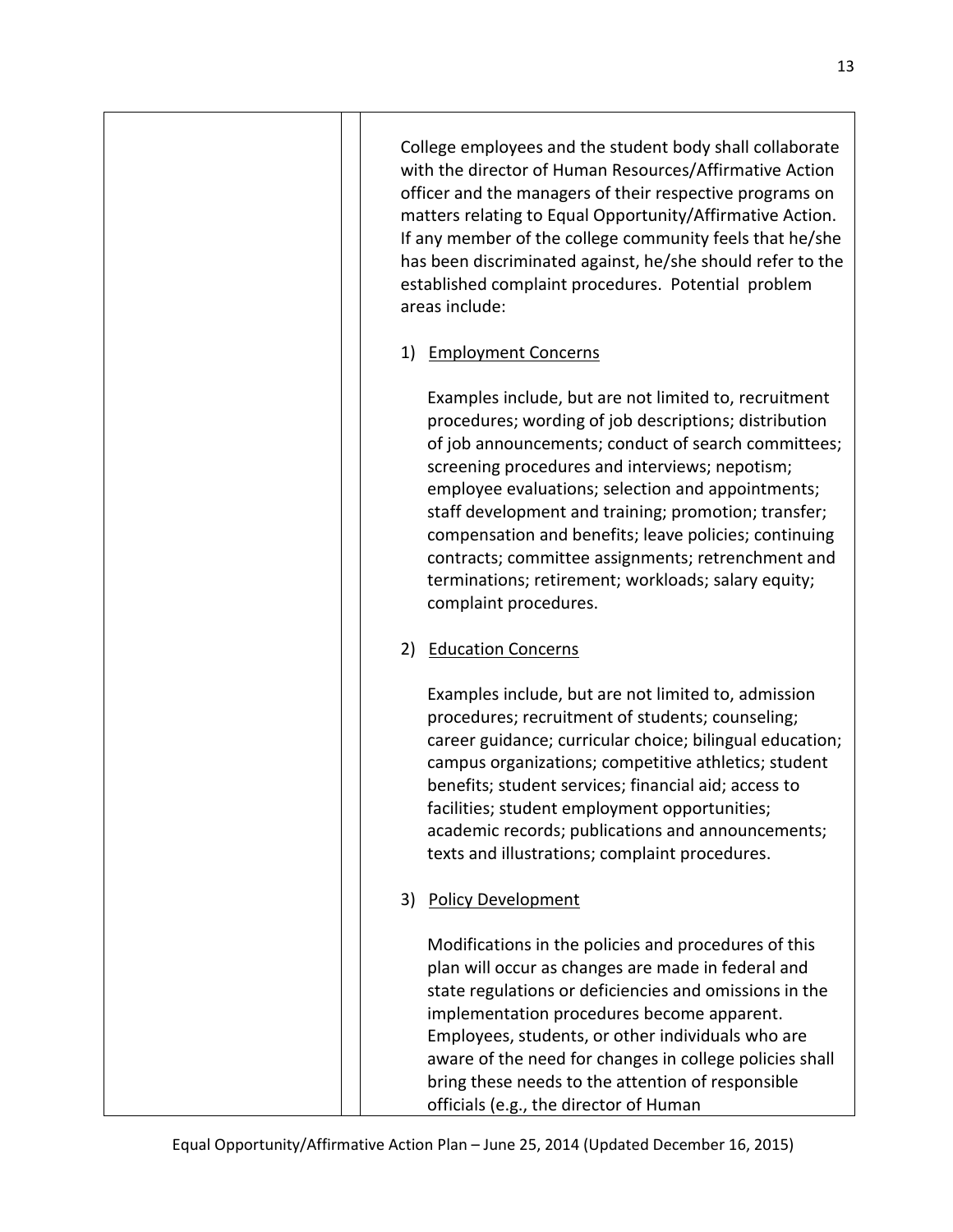College employees and the student body shall collaborate with the director of Human Resources/Affirmative Action officer and the managers of their respective programs on matters relating to Equal Opportunity/Affirmative Action. If any member of the college community feels that he/she has been discriminated against, he/she should refer to the established complaint procedures. Potential problem areas include:

1) <u>Employment Concerns</u>

   Examples include, but are not limited to, recruitment procedures; wording of job descriptions; distribution of job announcements; conduct of search committees; screening procedures and interviews; nepotism; employee evaluations; selection and appointments; staff development and training; promotion; transfer; compensation and benefits; leave policies; continuing contracts; committee assignments; retrenchment and terminations; retirement; workloads; salary equity; complaint procedures.

2) <u>Education Concerns</u>

   Examples include, but are not limited to, admission procedures; recruitment of students; counseling; career guidance; curricular choice; bilingual education; campus organizations; competitive athletics; student benefits; student services; financial aid; access to facilities; student employment opportunities; academic records; publications and announcements; texts and illustrations; complaint procedures.

3) <u>Policy Development</u>

   Modifications in the policies and procedures of this plan will occur as changes are made in federal and state regulations or deficiencies and omissions in the implementation procedures become apparent. Employees, students, or other individuals who are aware of the need for changes in college policies shall bring these needs to the attention of responsible officials (e.g., the director of Human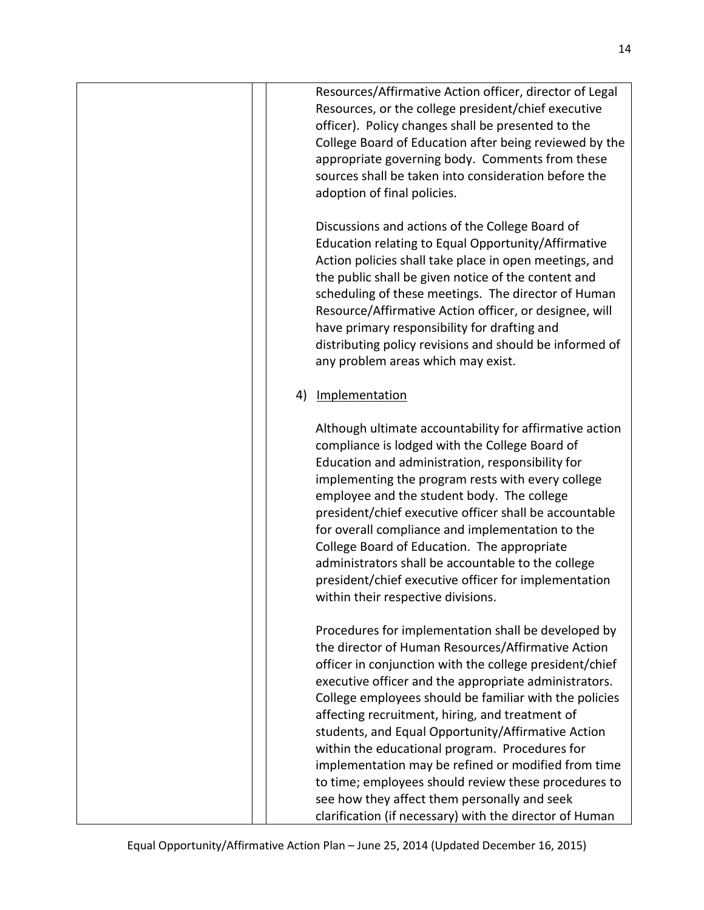Resources/Affirmative Action officer, director of Legal Resources, or the college president/chief executive officer). Policy changes shall be presented to the College Board of Education after being reviewed by the appropriate governing body. Comments from these sources shall be taken into consideration before the adoption of final policies.

Discussions and actions of the College Board of Education relating to Equal Opportunity/Affirmative Action policies shall take place in open meetings, and the public shall be given notice of the content and scheduling of these meetings. The director of Human Resource/Affirmative Action officer, or designee, will have primary responsibility for drafting and distributing policy revisions and should be informed of any problem areas which may exist.

4) Implementation

Although ultimate accountability for affirmative action compliance is lodged with the College Board of Education and administration, responsibility for implementing the program rests with every college employee and the student body. The college president/chief executive officer shall be accountable for overall compliance and implementation to the College Board of Education. The appropriate administrators shall be accountable to the college president/chief executive officer for implementation within their respective divisions.

Procedures for implementation shall be developed by the director of Human Resources/Affirmative Action officer in conjunction with the college president/chief executive officer and the appropriate administrators. College employees should be familiar with the policies affecting recruitment, hiring, and treatment of students, and Equal Opportunity/Affirmative Action within the educational program. Procedures for implementation may be refined or modified from time to time; employees should review these procedures to see how they affect them personally and seek clarification (if necessary) with the director of Human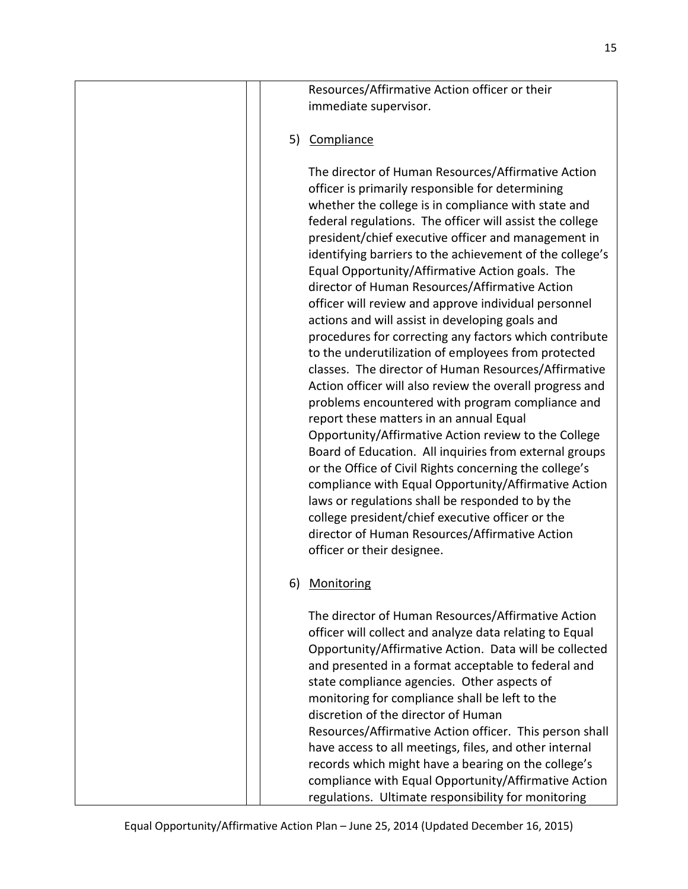Resources/Affirmative Action officer or their immediate supervisor.

5) Compliance

The director of Human Resources/Affirmative Action officer is primarily responsible for determining whether the college is in compliance with state and federal regulations. The officer will assist the college president/chief executive officer and management in identifying barriers to the achievement of the college's Equal Opportunity/Affirmative Action goals. The director of Human Resources/Affirmative Action officer will review and approve individual personnel actions and will assist in developing goals and procedures for correcting any factors which contribute to the underutilization of employees from protected classes. The director of Human Resources/Affirmative Action officer will also review the overall progress and problems encountered with program compliance and report these matters in an annual Equal Opportunity/Affirmative Action review to the College Board of Education. All inquiries from external groups or the Office of Civil Rights concerning the college's compliance with Equal Opportunity/Affirmative Action laws or regulations shall be responded to by the college president/chief executive officer or the director of Human Resources/Affirmative Action officer or their designee.

6) Monitoring

The director of Human Resources/Affirmative Action officer will collect and analyze data relating to Equal Opportunity/Affirmative Action. Data will be collected and presented in a format acceptable to federal and state compliance agencies. Other aspects of monitoring for compliance shall be left to the discretion of the director of Human Resources/Affirmative Action officer. This person shall have access to all meetings, files, and other internal records which might have a bearing on the college's compliance with Equal Opportunity/Affirmative Action regulations. Ultimate responsibility for monitoring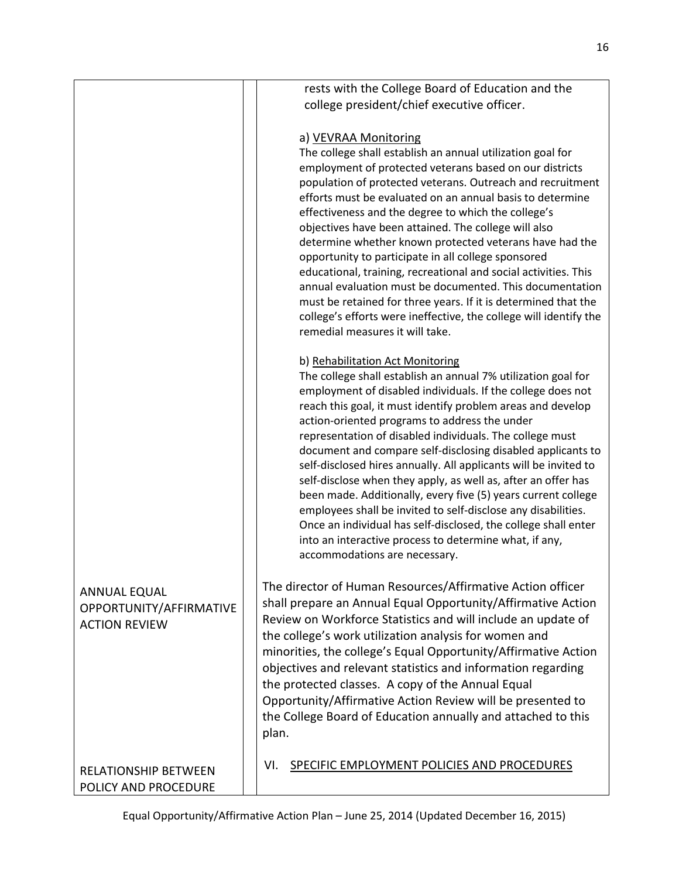rests with the College Board of Education and the college president/chief executive officer.

a) <u>VEVRAA Monitoring</u>
The college shall establish an annual utilization goal for employment of protected veterans based on our districts population of protected veterans. Outreach and recruitment efforts must be evaluated on an annual basis to determine effectiveness and the degree to which the college's objectives have been attained. The college will also determine whether known protected veterans have had the opportunity to participate in all college sponsored educational, training, recreational and social activities. This annual evaluation must be documented. This documentation must be retained for three years. If it is determined that the college's efforts were ineffective, the college will identify the remedial measures it will take.

b) <u>Rehabilitation Act Monitoring</u>
The college shall establish an annual 7% utilization goal for employment of disabled individuals. If the college does not reach this goal, it must identify problem areas and develop action-oriented programs to address the under representation of disabled individuals. The college must document and compare self-disclosing disabled applicants to self-disclosed hires annually. All applicants will be invited to self-disclose when they apply, as well as, after an offer has been made. Additionally, every five (5) years current college employees shall be invited to self-disclose any disabilities. Once an individual has self-disclosed, the college shall enter into an interactive process to determine what, if any, accommodations are necessary.

**ANNUAL EQUAL OPPORTUNITY/AFFIRMATIVE ACTION REVIEW**

The director of Human Resources/Affirmative Action officer shall prepare an Annual Equal Opportunity/Affirmative Action Review on Workforce Statistics and will include an update of the college's work utilization analysis for women and minorities, the college's Equal Opportunity/Affirmative Action objectives and relevant statistics and information regarding the protected classes. A copy of the Annual Equal Opportunity/Affirmative Action Review will be presented to the College Board of Education annually and attached to this plan.

**RELATIONSHIP BETWEEN POLICY AND PROCEDURE**

## VI. <u>SPECIFIC EMPLOYMENT POLICIES AND PROCEDURES</u>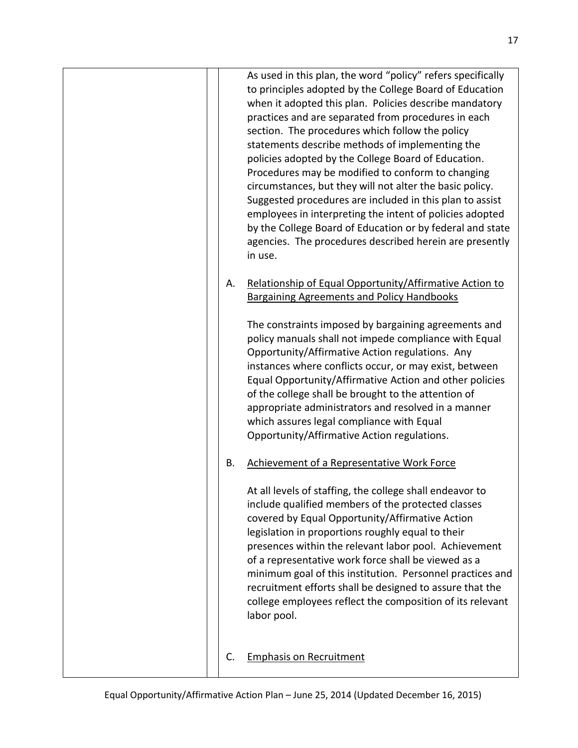As used in this plan, the word "policy" refers specifically to principles adopted by the College Board of Education when it adopted this plan. Policies describe mandatory practices and are separated from procedures in each section. The procedures which follow the policy statements describe methods of implementing the policies adopted by the College Board of Education. Procedures may be modified to conform to changing circumstances, but they will not alter the basic policy. Suggested procedures are included in this plan to assist employees in interpreting the intent of policies adopted by the College Board of Education or by federal and state agencies. The procedures described herein are presently in use.

A. <u>Relationship of Equal Opportunity/Affirmative Action to Bargaining Agreements and Policy Handbooks</u>

The constraints imposed by bargaining agreements and policy manuals shall not impede compliance with Equal Opportunity/Affirmative Action regulations. Any instances where conflicts occur, or may exist, between Equal Opportunity/Affirmative Action and other policies of the college shall be brought to the attention of appropriate administrators and resolved in a manner which assures legal compliance with Equal Opportunity/Affirmative Action regulations.

B. <u>Achievement of a Representative Work Force</u>

At all levels of staffing, the college shall endeavor to include qualified members of the protected classes covered by Equal Opportunity/Affirmative Action legislation in proportions roughly equal to their presences within the relevant labor pool. Achievement of a representative work force shall be viewed as a minimum goal of this institution. Personnel practices and recruitment efforts shall be designed to assure that the college employees reflect the composition of its relevant labor pool.

C. <u>Emphasis on Recruitment</u>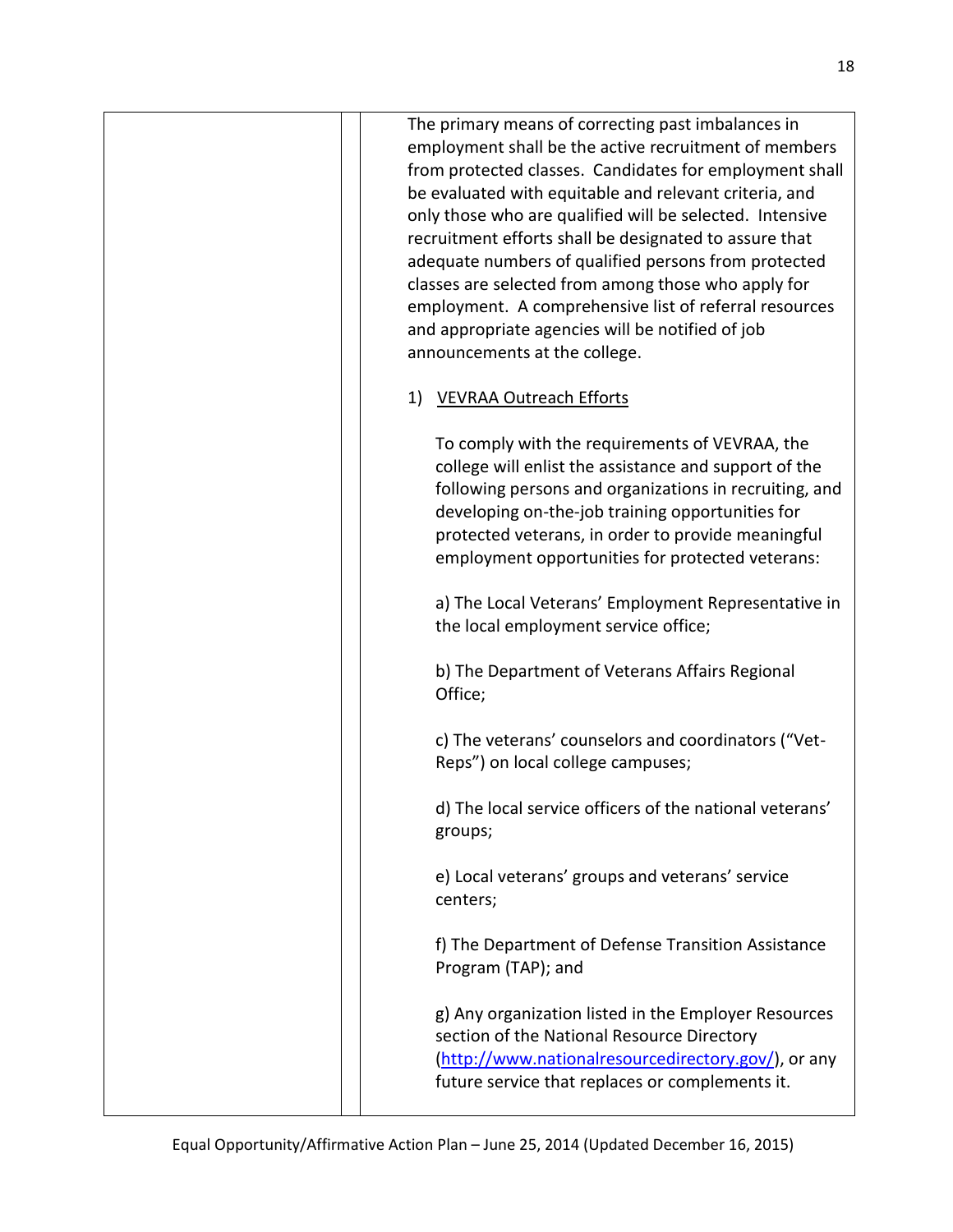The primary means of correcting past imbalances in employment shall be the active recruitment of members from protected classes. Candidates for employment shall be evaluated with equitable and relevant criteria, and only those who are qualified will be selected. Intensive recruitment efforts shall be designated to assure that adequate numbers of qualified persons from protected classes are selected from among those who apply for employment. A comprehensive list of referral resources and appropriate agencies will be notified of job announcements at the college.

1) <u>VEVRAA Outreach Efforts</u>

To comply with the requirements of VEVRAA, the college will enlist the assistance and support of the following persons and organizations in recruiting, and developing on-the-job training opportunities for protected veterans, in order to provide meaningful employment opportunities for protected veterans:

a) The Local Veterans' Employment Representative in the local employment service office;

b) The Department of Veterans Affairs Regional Office;

c) The veterans' counselors and coordinators ("Vet-Reps") on local college campuses;

d) The local service officers of the national veterans' groups;

e) Local veterans' groups and veterans' service centers;

f) The Department of Defense Transition Assistance Program (TAP); and

g) Any organization listed in the Employer Resources section of the National Resource Directory ([http://www.nationalresourcedirectory.gov/](http://www.nationalresourcedirectory.gov/)), or any future service that replaces or complements it.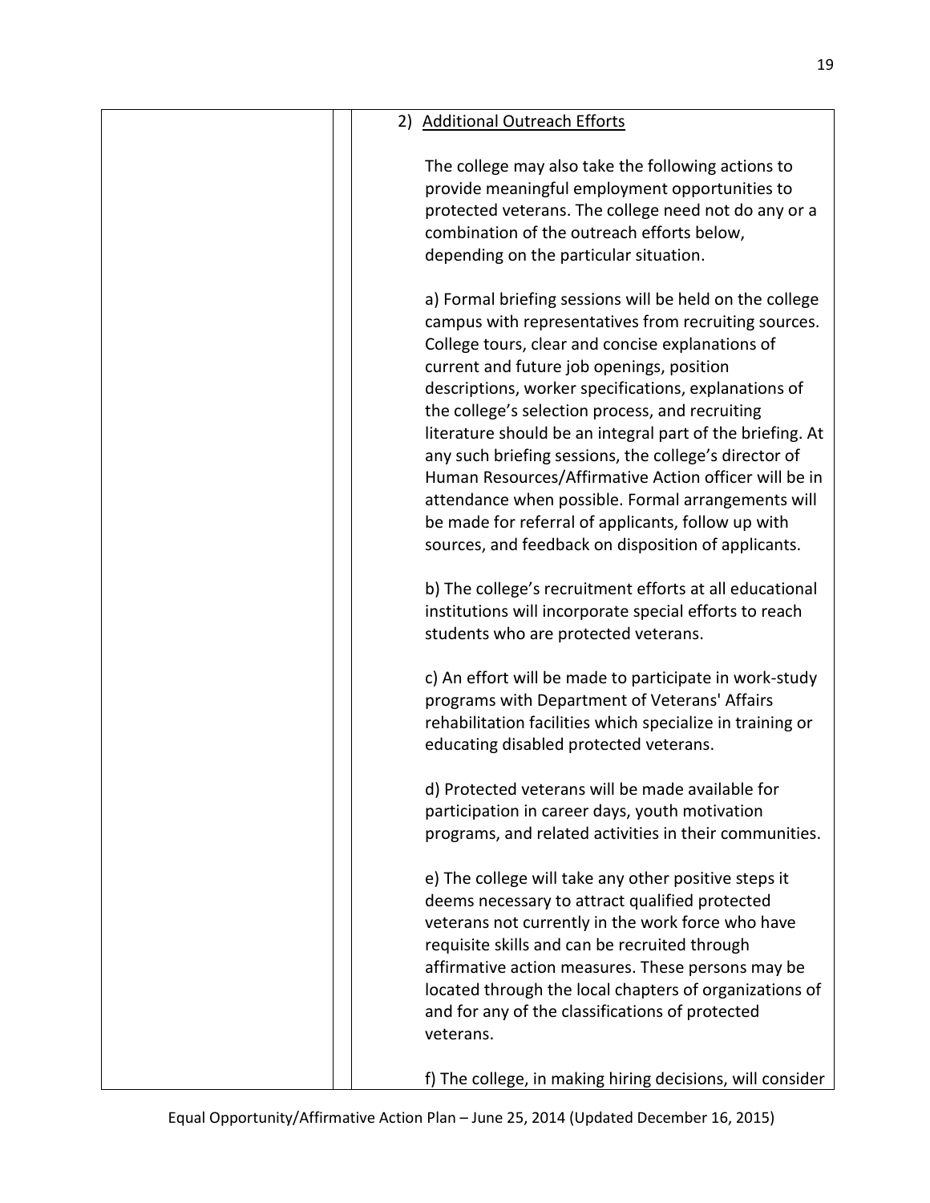2) Additional Outreach Efforts

The college may also take the following actions to provide meaningful employment opportunities to protected veterans. The college need not do any or a combination of the outreach efforts below, depending on the particular situation.

a) Formal briefing sessions will be held on the college campus with representatives from recruiting sources. College tours, clear and concise explanations of current and future job openings, position descriptions, worker specifications, explanations of the college's selection process, and recruiting literature should be an integral part of the briefing. At any such briefing sessions, the college's director of Human Resources/Affirmative Action officer will be in attendance when possible. Formal arrangements will be made for referral of applicants, follow up with sources, and feedback on disposition of applicants.

b) The college's recruitment efforts at all educational institutions will incorporate special efforts to reach students who are protected veterans.

c) An effort will be made to participate in work-study programs with Department of Veterans' Affairs rehabilitation facilities which specialize in training or educating disabled protected veterans.

d) Protected veterans will be made available for participation in career days, youth motivation programs, and related activities in their communities.

e) The college will take any other positive steps it deems necessary to attract qualified protected veterans not currently in the work force who have requisite skills and can be recruited through affirmative action measures. These persons may be located through the local chapters of organizations of and for any of the classifications of protected veterans.

f) The college, in making hiring decisions, will consider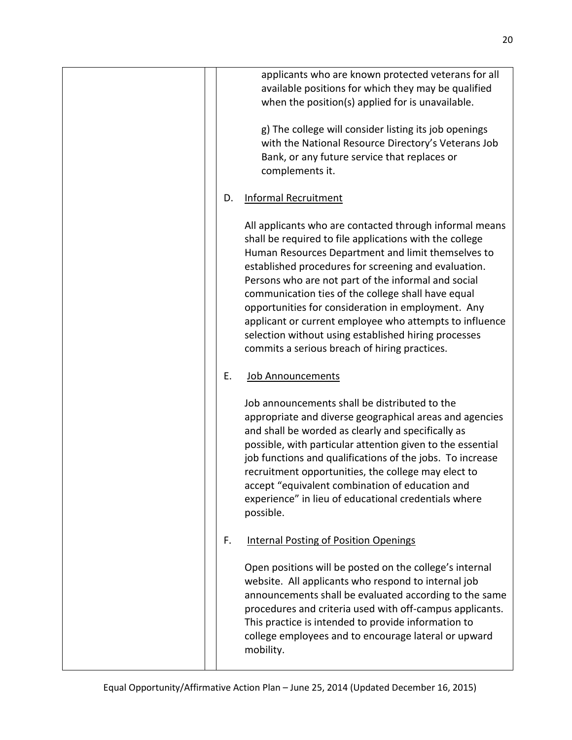applicants who are known protected veterans for all available positions for which they may be qualified when the position(s) applied for is unavailable.

g) The college will consider listing its job openings with the National Resource Directory's Veterans Job Bank, or any future service that replaces or complements it.

D. Informal Recruitment

All applicants who are contacted through informal means shall be required to file applications with the college Human Resources Department and limit themselves to established procedures for screening and evaluation. Persons who are not part of the informal and social communication ties of the college shall have equal opportunities for consideration in employment. Any applicant or current employee who attempts to influence selection without using established hiring processes commits a serious breach of hiring practices.

E. Job Announcements

Job announcements shall be distributed to the appropriate and diverse geographical areas and agencies and shall be worded as clearly and specifically as possible, with particular attention given to the essential job functions and qualifications of the jobs. To increase recruitment opportunities, the college may elect to accept "equivalent combination of education and experience" in lieu of educational credentials where possible.

F. Internal Posting of Position Openings

Open positions will be posted on the college's internal website. All applicants who respond to internal job announcements shall be evaluated according to the same procedures and criteria used with off-campus applicants. This practice is intended to provide information to college employees and to encourage lateral or upward mobility.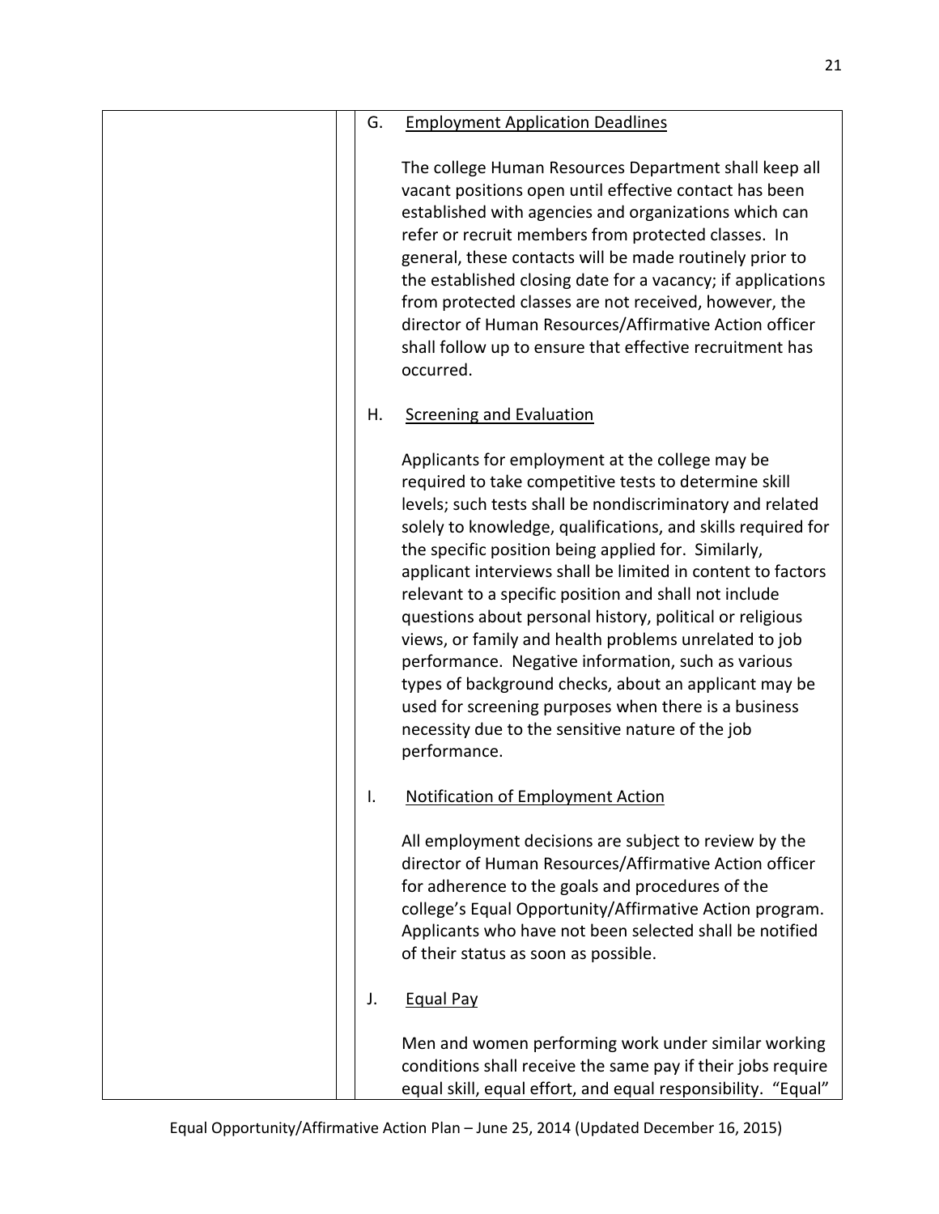G. <u>Employment Application Deadlines</u>

The college Human Resources Department shall keep all vacant positions open until effective contact has been established with agencies and organizations which can refer or recruit members from protected classes. In general, these contacts will be made routinely prior to the established closing date for a vacancy; if applications from protected classes are not received, however, the director of Human Resources/Affirmative Action officer shall follow up to ensure that effective recruitment has occurred.

H. <u>Screening and Evaluation</u>

Applicants for employment at the college may be required to take competitive tests to determine skill levels; such tests shall be nondiscriminatory and related solely to knowledge, qualifications, and skills required for the specific position being applied for. Similarly, applicant interviews shall be limited in content to factors relevant to a specific position and shall not include questions about personal history, political or religious views, or family and health problems unrelated to job performance. Negative information, such as various types of background checks, about an applicant may be used for screening purposes when there is a business necessity due to the sensitive nature of the job performance.

I. <u>Notification of Employment Action</u>

All employment decisions are subject to review by the director of Human Resources/Affirmative Action officer for adherence to the goals and procedures of the college's Equal Opportunity/Affirmative Action program. Applicants who have not been selected shall be notified of their status as soon as possible.

J. <u>Equal Pay</u>

Men and women performing work under similar working conditions shall receive the same pay if their jobs require equal skill, equal effort, and equal responsibility. "Equal"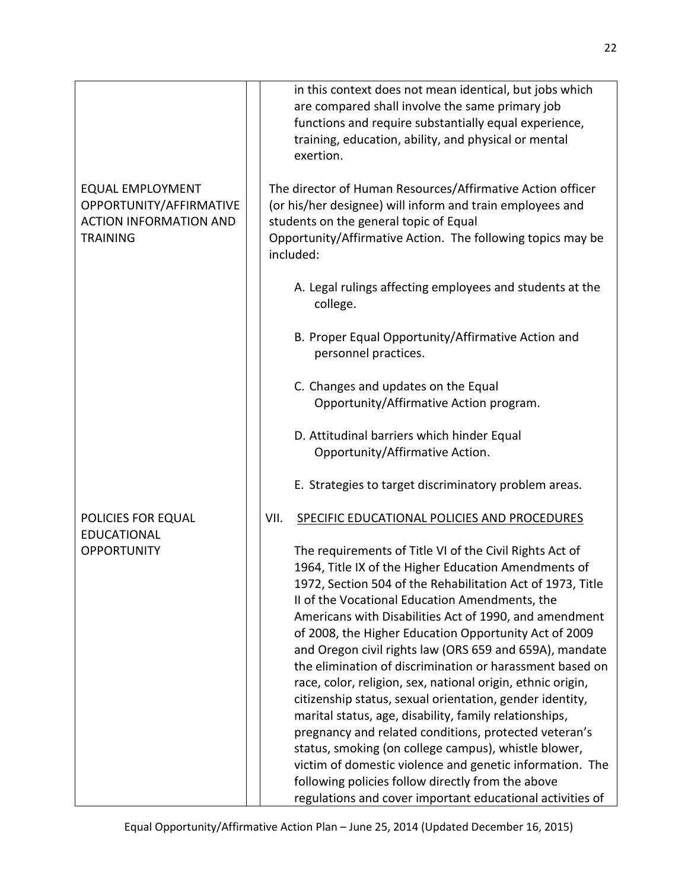in this context does not mean identical, but jobs which are compared shall involve the same primary job functions and require substantially equal experience, training, education, ability, and physical or mental exertion.

**EQUAL EMPLOYMENT OPPORTUNITY/AFFIRMATIVE ACTION INFORMATION AND TRAINING**

The director of Human Resources/Affirmative Action officer (or his/her designee) will inform and train employees and students on the general topic of Equal Opportunity/Affirmative Action. The following topics may be included:

A. Legal rulings affecting employees and students at the college.

B. Proper Equal Opportunity/Affirmative Action and personnel practices.

C. Changes and updates on the Equal Opportunity/Affirmative Action program.

D. Attitudinal barriers which hinder Equal Opportunity/Affirmative Action.

E. Strategies to target discriminatory problem areas.

**POLICIES FOR EQUAL EDUCATIONAL OPPORTUNITY**

## VII. SPECIFIC EDUCATIONAL POLICIES AND PROCEDURES

The requirements of Title VI of the Civil Rights Act of 1964, Title IX of the Higher Education Amendments of 1972, Section 504 of the Rehabilitation Act of 1973, Title II of the Vocational Education Amendments, the Americans with Disabilities Act of 1990, and amendment of 2008, the Higher Education Opportunity Act of 2009 and Oregon civil rights law (ORS 659 and 659A), mandate the elimination of discrimination or harassment based on race, color, religion, sex, national origin, ethnic origin, citizenship status, sexual orientation, gender identity, marital status, age, disability, family relationships, pregnancy and related conditions, protected veteran's status, smoking (on college campus), whistle blower, victim of domestic violence and genetic information. The following policies follow directly from the above regulations and cover important educational activities of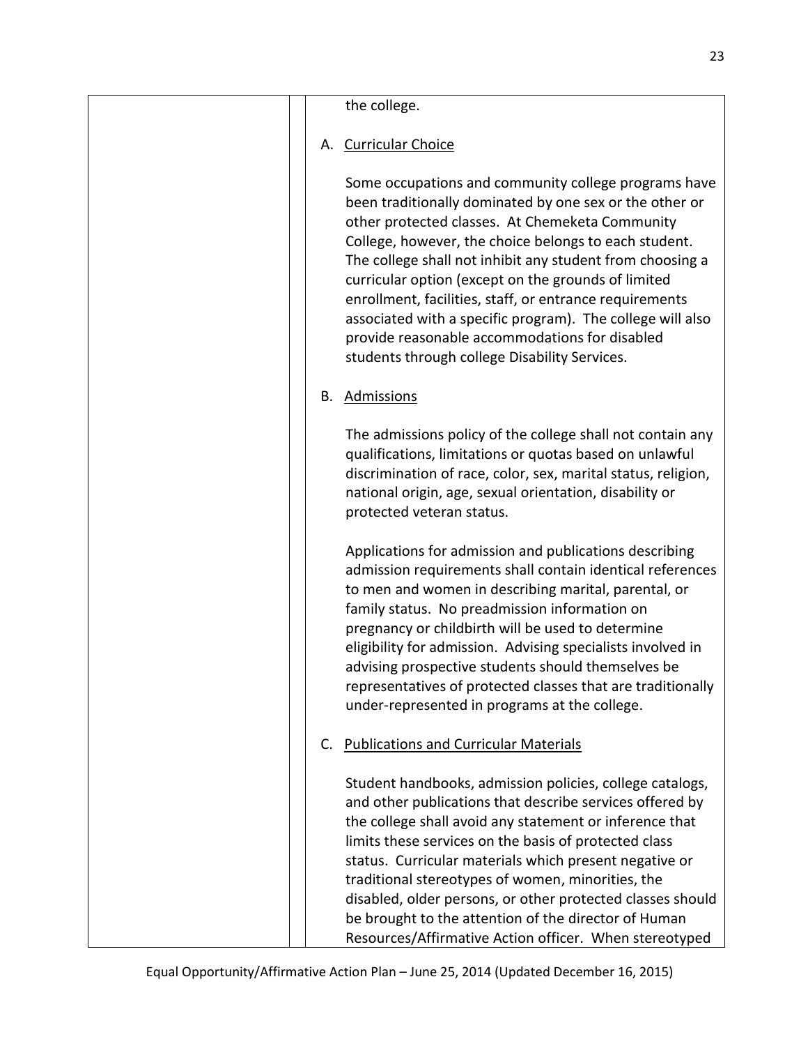the college.

A. Curricular Choice

Some occupations and community college programs have been traditionally dominated by one sex or the other or other protected classes. At Chemeketa Community College, however, the choice belongs to each student. The college shall not inhibit any student from choosing a curricular option (except on the grounds of limited enrollment, facilities, staff, or entrance requirements associated with a specific program). The college will also provide reasonable accommodations for disabled students through college Disability Services.

B. Admissions

The admissions policy of the college shall not contain any qualifications, limitations or quotas based on unlawful discrimination of race, color, sex, marital status, religion, national origin, age, sexual orientation, disability or protected veteran status.

Applications for admission and publications describing admission requirements shall contain identical references to men and women in describing marital, parental, or family status. No preadmission information on pregnancy or childbirth will be used to determine eligibility for admission. Advising specialists involved in advising prospective students should themselves be representatives of protected classes that are traditionally under-represented in programs at the college.

C. Publications and Curricular Materials

Student handbooks, admission policies, college catalogs, and other publications that describe services offered by the college shall avoid any statement or inference that limits these services on the basis of protected class status. Curricular materials which present negative or traditional stereotypes of women, minorities, the disabled, older persons, or other protected classes should be brought to the attention of the director of Human Resources/Affirmative Action officer. When stereotyped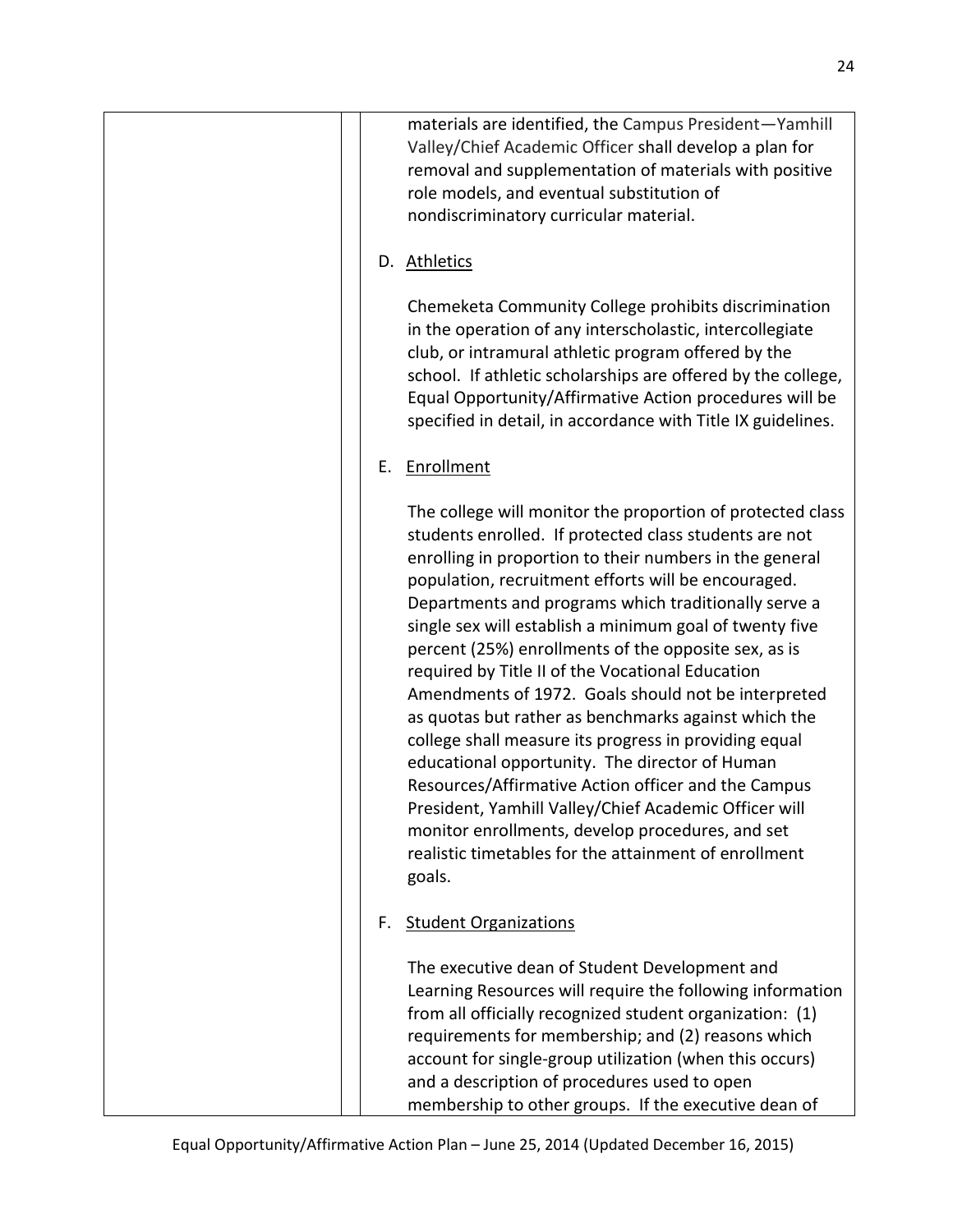materials are identified, the Campus President—Yamhill Valley/Chief Academic Officer shall develop a plan for removal and supplementation of materials with positive role models, and eventual substitution of nondiscriminatory curricular material.

D. Athletics

Chemeketa Community College prohibits discrimination in the operation of any interscholastic, intercollegiate club, or intramural athletic program offered by the school. If athletic scholarships are offered by the college, Equal Opportunity/Affirmative Action procedures will be specified in detail, in accordance with Title IX guidelines.

E. Enrollment

The college will monitor the proportion of protected class students enrolled. If protected class students are not enrolling in proportion to their numbers in the general population, recruitment efforts will be encouraged. Departments and programs which traditionally serve a single sex will establish a minimum goal of twenty five percent (25%) enrollments of the opposite sex, as is required by Title II of the Vocational Education Amendments of 1972. Goals should not be interpreted as quotas but rather as benchmarks against which the college shall measure its progress in providing equal educational opportunity. The director of Human Resources/Affirmative Action officer and the Campus President, Yamhill Valley/Chief Academic Officer will monitor enrollments, develop procedures, and set realistic timetables for the attainment of enrollment goals.

F. Student Organizations

The executive dean of Student Development and Learning Resources will require the following information from all officially recognized student organization: (1) requirements for membership; and (2) reasons which account for single-group utilization (when this occurs) and a description of procedures used to open membership to other groups. If the executive dean of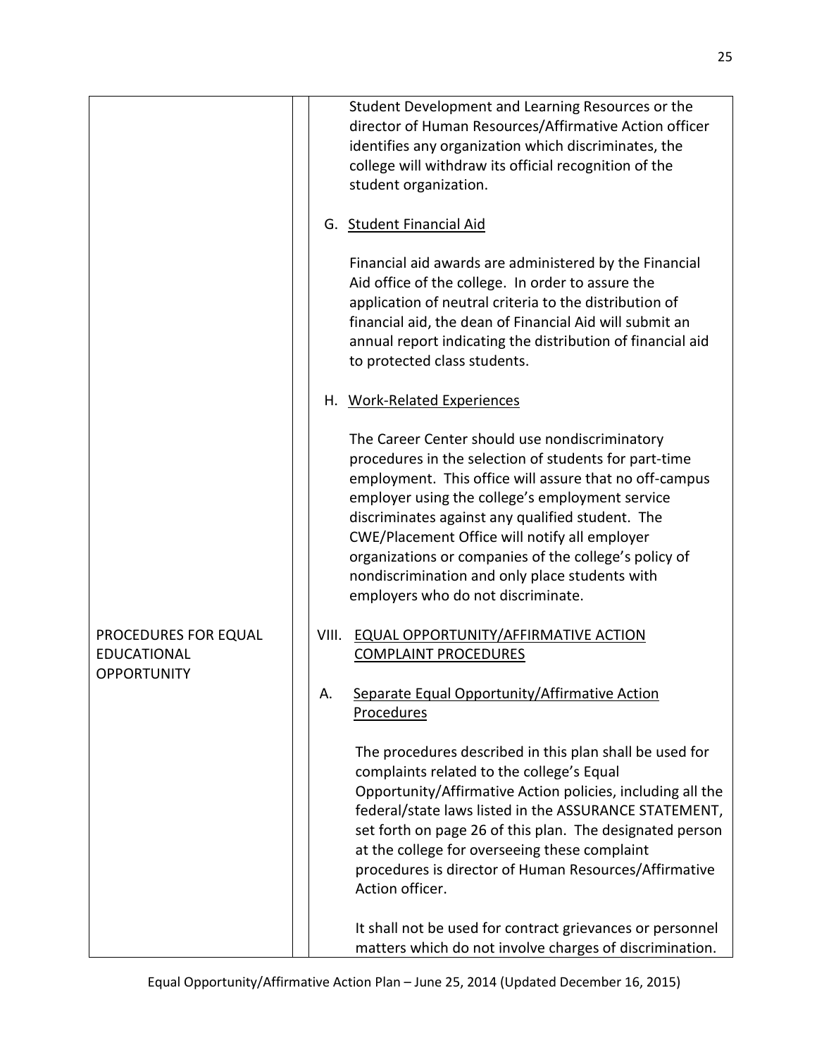Student Development and Learning Resources or the director of Human Resources/Affirmative Action officer identifies any organization which discriminates, the college will withdraw its official recognition of the student organization.

G. Student Financial Aid

Financial aid awards are administered by the Financial Aid office of the college. In order to assure the application of neutral criteria to the distribution of financial aid, the dean of Financial Aid will submit an annual report indicating the distribution of financial aid to protected class students.

H. Work-Related Experiences

The Career Center should use nondiscriminatory procedures in the selection of students for part-time employment. This office will assure that no off-campus employer using the college's employment service discriminates against any qualified student. The CWE/Placement Office will notify all employer organizations or companies of the college's policy of nondiscrimination and only place students with employers who do not discriminate.

**PROCEDURES FOR EQUAL EDUCATIONAL OPPORTUNITY**

## VIII. EQUAL OPPORTUNITY/AFFIRMATIVE ACTION COMPLAINT PROCEDURES

A. Separate Equal Opportunity/Affirmative Action Procedures

The procedures described in this plan shall be used for complaints related to the college's Equal Opportunity/Affirmative Action policies, including all the federal/state laws listed in the ASSURANCE STATEMENT, set forth on page 26 of this plan. The designated person at the college for overseeing these complaint procedures is director of Human Resources/Affirmative Action officer.

It shall not be used for contract grievances or personnel matters which do not involve charges of discrimination.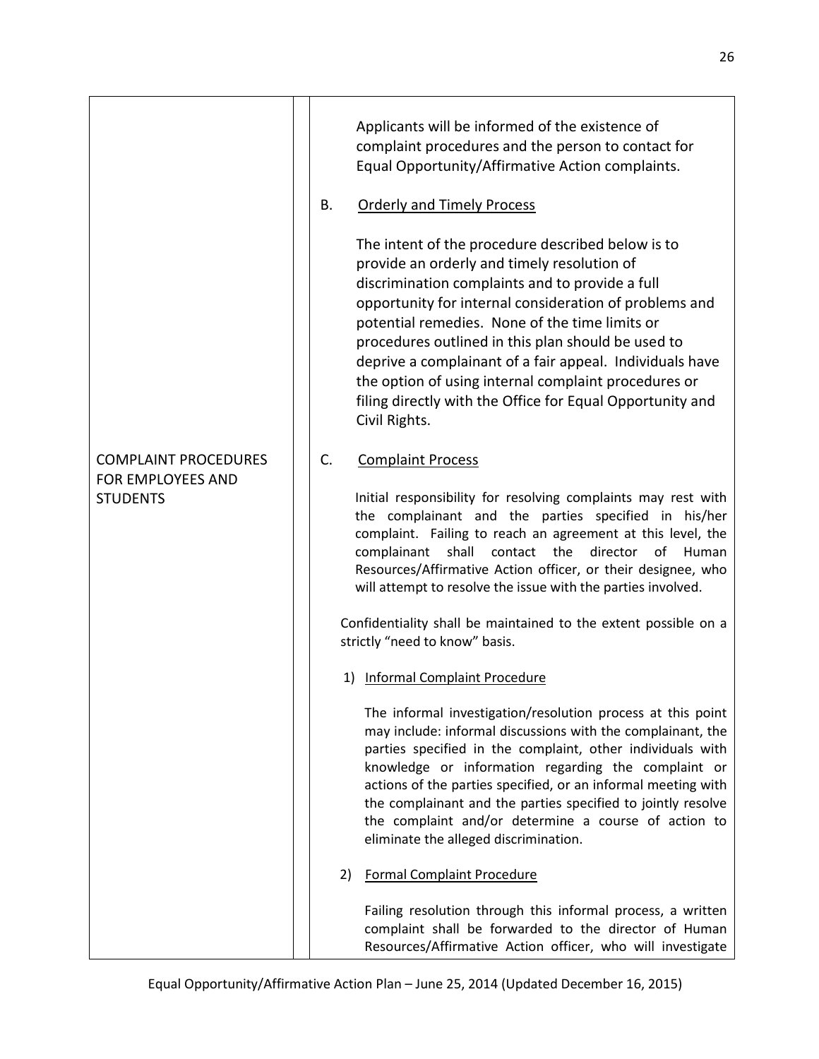Applicants will be informed of the existence of complaint procedures and the person to contact for Equal Opportunity/Affirmative Action complaints.

B. Orderly and Timely Process

The intent of the procedure described below is to provide an orderly and timely resolution of discrimination complaints and to provide a full opportunity for internal consideration of problems and potential remedies. None of the time limits or procedures outlined in this plan should be used to deprive a complainant of a fair appeal. Individuals have the option of using internal complaint procedures or filing directly with the Office for Equal Opportunity and Civil Rights.

## COMPLAINT PROCEDURES FOR EMPLOYEES AND STUDENTS

C. Complaint Process

Initial responsibility for resolving complaints may rest with the complainant and the parties specified in his/her complaint. Failing to reach an agreement at this level, the complainant shall contact the director of Human Resources/Affirmative Action officer, or their designee, who will attempt to resolve the issue with the parties involved.

Confidentiality shall be maintained to the extent possible on a strictly "need to know" basis.

1) Informal Complaint Procedure

The informal investigation/resolution process at this point may include: informal discussions with the complainant, the parties specified in the complaint, other individuals with knowledge or information regarding the complaint or actions of the parties specified, or an informal meeting with the complainant and the parties specified to jointly resolve the complaint and/or determine a course of action to eliminate the alleged discrimination.

2) Formal Complaint Procedure

Failing resolution through this informal process, a written complaint shall be forwarded to the director of Human Resources/Affirmative Action officer, who will investigate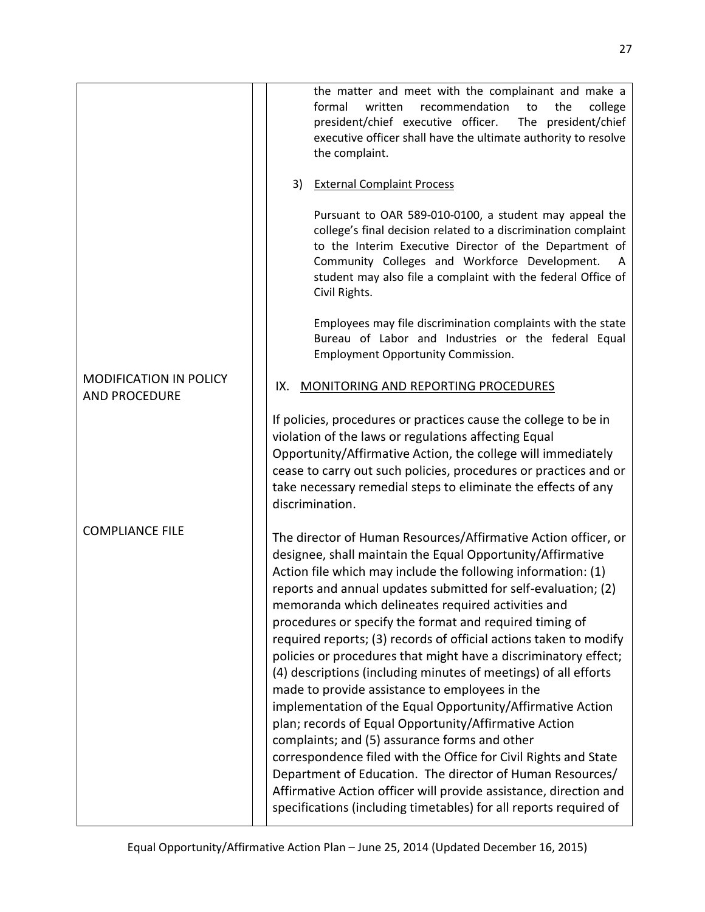the matter and meet with the complainant and make a formal written recommendation to the college president/chief executive officer. The president/chief executive officer shall have the ultimate authority to resolve the complaint.

3) External Complaint Process

Pursuant to OAR 589-010-0100, a student may appeal the college's final decision related to a discrimination complaint to the Interim Executive Director of the Department of Community Colleges and Workforce Development. A student may also file a complaint with the federal Office of Civil Rights.

Employees may file discrimination complaints with the state Bureau of Labor and Industries or the federal Equal Employment Opportunity Commission.

## IX. MONITORING AND REPORTING PROCEDURES

**MODIFICATION IN POLICY AND PROCEDURE**

If policies, procedures or practices cause the college to be in violation of the laws or regulations affecting Equal Opportunity/Affirmative Action, the college will immediately cease to carry out such policies, procedures or practices and or take necessary remedial steps to eliminate the effects of any discrimination.

**COMPLIANCE FILE**

The director of Human Resources/Affirmative Action officer, or designee, shall maintain the Equal Opportunity/Affirmative Action file which may include the following information: (1) reports and annual updates submitted for self-evaluation; (2) memoranda which delineates required activities and procedures or specify the format and required timing of required reports; (3) records of official actions taken to modify policies or procedures that might have a discriminatory effect; (4) descriptions (including minutes of meetings) of all efforts made to provide assistance to employees in the implementation of the Equal Opportunity/Affirmative Action plan; records of Equal Opportunity/Affirmative Action complaints; and (5) assurance forms and other correspondence filed with the Office for Civil Rights and State Department of Education. The director of Human Resources/ Affirmative Action officer will provide assistance, direction and specifications (including timetables) for all reports required of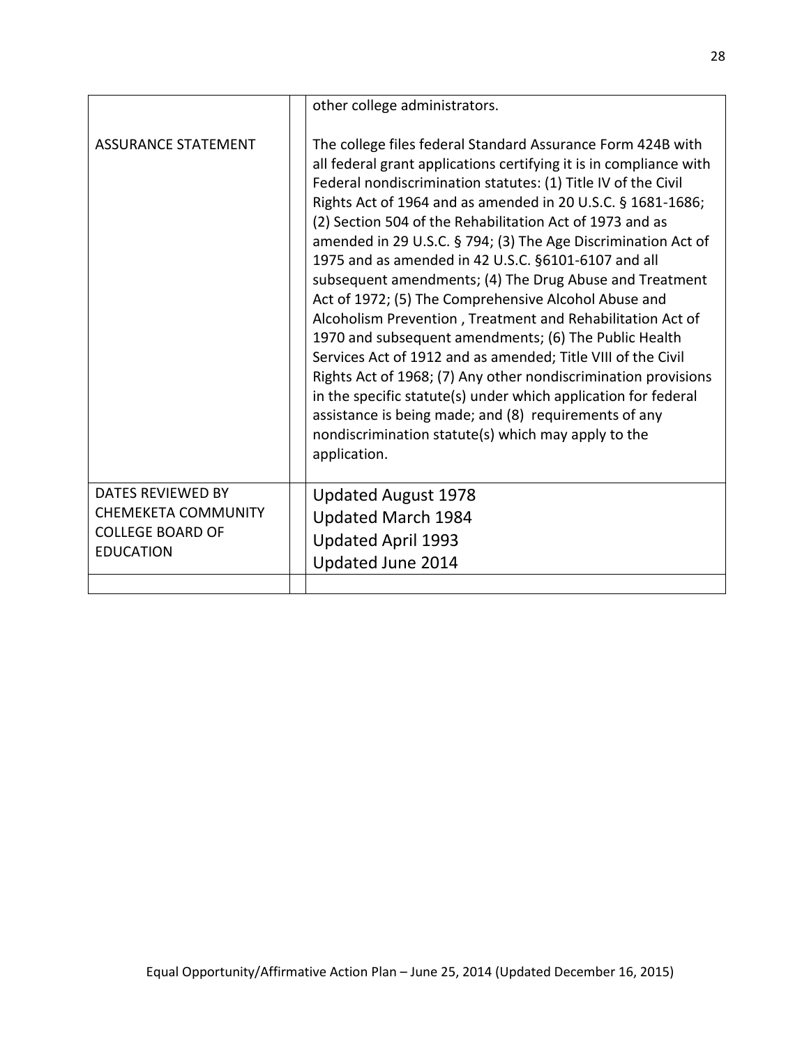| | | |
|---|---|---|
| | | other college administrators. |
| ASSURANCE STATEMENT | | The college files federal Standard Assurance Form 424B with all federal grant applications certifying it is in compliance with Federal nondiscrimination statutes: (1) Title IV of the Civil Rights Act of 1964 and as amended in 20 U.S.C. § 1681-1686; (2) Section 504 of the Rehabilitation Act of 1973 and as amended in 29 U.S.C. § 794; (3) The Age Discrimination Act of 1975 and as amended in 42 U.S.C. §6101-6107 and all subsequent amendments; (4) The Drug Abuse and Treatment Act of 1972; (5) The Comprehensive Alcohol Abuse and Alcoholism Prevention , Treatment and Rehabilitation Act of 1970 and subsequent amendments; (6) The Public Health Services Act of 1912 and as amended; Title VIII of the Civil Rights Act of 1968; (7) Any other nondiscrimination provisions in the specific statute(s) under which application for federal assistance is being made; and (8) requirements of any nondiscrimination statute(s) which may apply to the application. |
| DATES REVIEWED BY CHEMEKETA COMMUNITY COLLEGE BOARD OF EDUCATION | | Updated August 1978<br>Updated March 1984<br>Updated April 1993<br>Updated June 2014 |
| | | |

Equal Opportunity/Affirmative Action Plan – June 25, 2014 (Updated December 16, 2015)